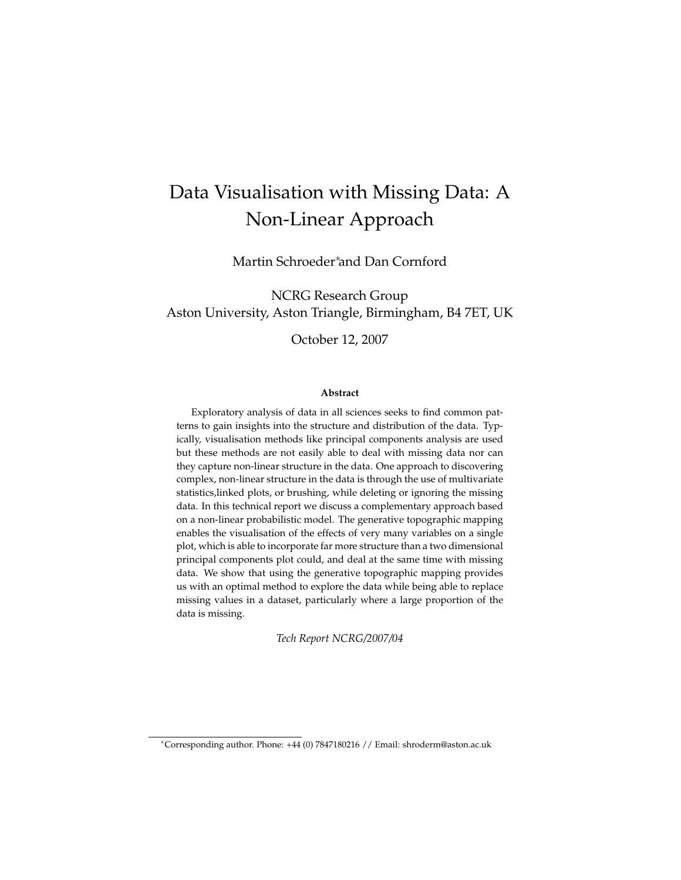# Data Visualisation with Missing Data: A Non-Linear Approach

Martin Schroeder* and Dan Cornford

NCRG Research Group
Aston University, Aston Triangle, Birmingham, B4 7ET, UK

October 12, 2007

### Abstract

Exploratory analysis of data in all sciences seeks to find common patterns to gain insights into the structure and distribution of the data. Typically, visualisation methods like principal components analysis are used but these methods are not easily able to deal with missing data nor can they capture non-linear structure in the data. One approach to discovering complex, non-linear structure in the data is through the use of multivariate statistics,linked plots, or brushing, while deleting or ignoring the missing data. In this technical report we discuss a complementary approach based on a non-linear probabilistic model. The generative topographic mapping enables the visualisation of the effects of very many variables on a single plot, which is able to incorporate far more structure than a two dimensional principal components plot could, and deal at the same time with missing data. We show that using the generative topographic mapping provides us with an optimal method to explore the data while being able to replace missing values in a dataset, particularly where a large proportion of the data is missing.

*Tech Report NCRG/2007/04*

---

*Corresponding author. Phone: +44 (0) 7847180216 // Email: shroderm@aston.ac.uk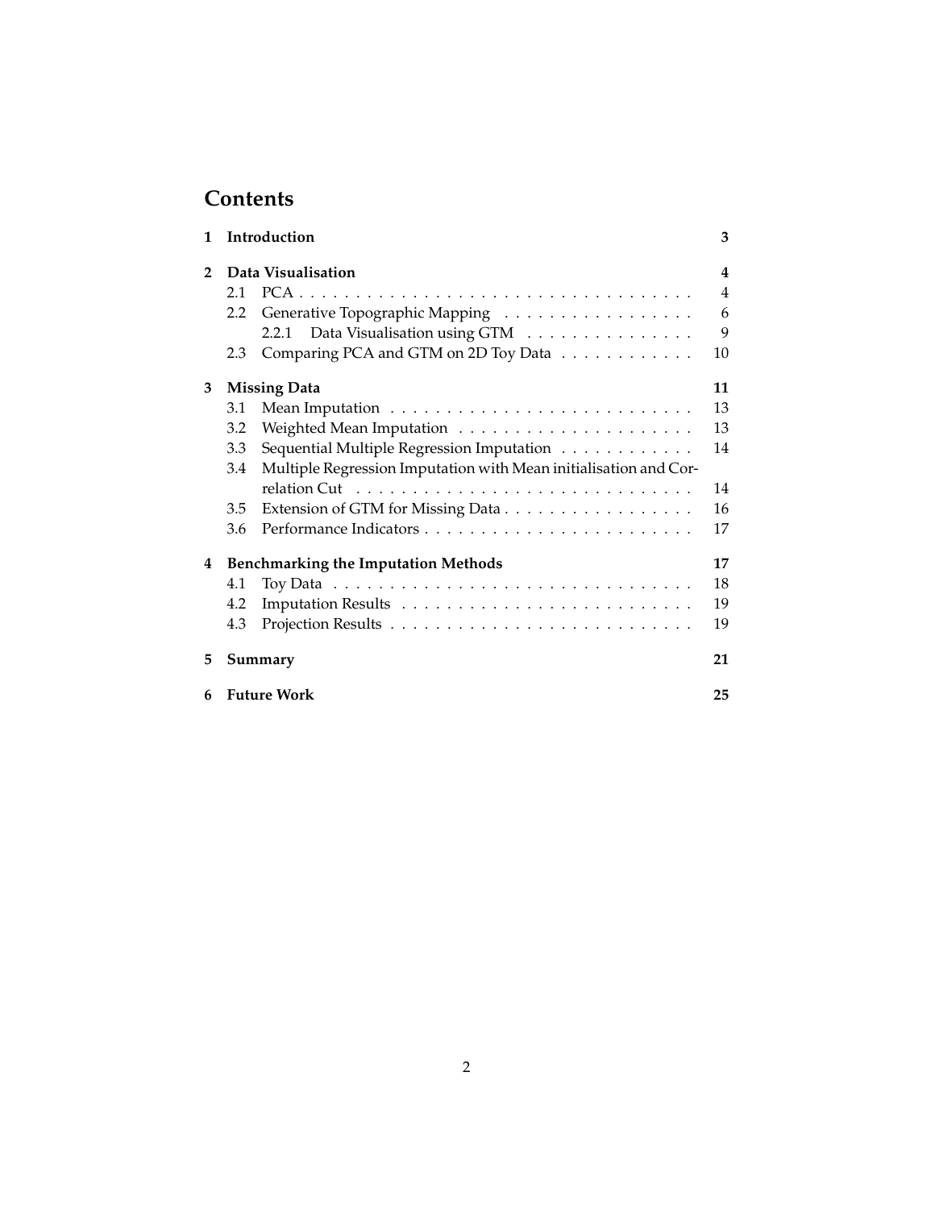# Contents

**1 Introduction** **3**

**2 Data Visualisation** **4**

- 2.1 PCA . . . . . . . . . . . . . . . . . . . . . . . . . . . . . . . . . . . 4
- 2.2 Generative Topographic Mapping . . . . . . . . . . . . . . . . . 6
  - 2.2.1 Data Visualisation using GTM . . . . . . . . . . . . . . . 9
- 2.3 Comparing PCA and GTM on 2D Toy Data . . . . . . . . . . . . 10

**3 Missing Data** **11**

- 3.1 Mean Imputation . . . . . . . . . . . . . . . . . . . . . . . . . . . 13
- 3.2 Weighted Mean Imputation . . . . . . . . . . . . . . . . . . . . . 13
- 3.3 Sequential Multiple Regression Imputation . . . . . . . . . . . . 14
- 3.4 Multiple Regression Imputation with Mean initialisation and Correlation Cut . . . . . . . . . . . . . . . . . . . . . . . . . . . . . . 14
- 3.5 Extension of GTM for Missing Data . . . . . . . . . . . . . . . . . 16
- 3.6 Performance Indicators . . . . . . . . . . . . . . . . . . . . . . . . 17

**4 Benchmarking the Imputation Methods** **17**

- 4.1 Toy Data . . . . . . . . . . . . . . . . . . . . . . . . . . . . . . . . 18
- 4.2 Imputation Results . . . . . . . . . . . . . . . . . . . . . . . . . . 19
- 4.3 Projection Results . . . . . . . . . . . . . . . . . . . . . . . . . . . 19

**5 Summary** **21**

**6 Future Work** **25**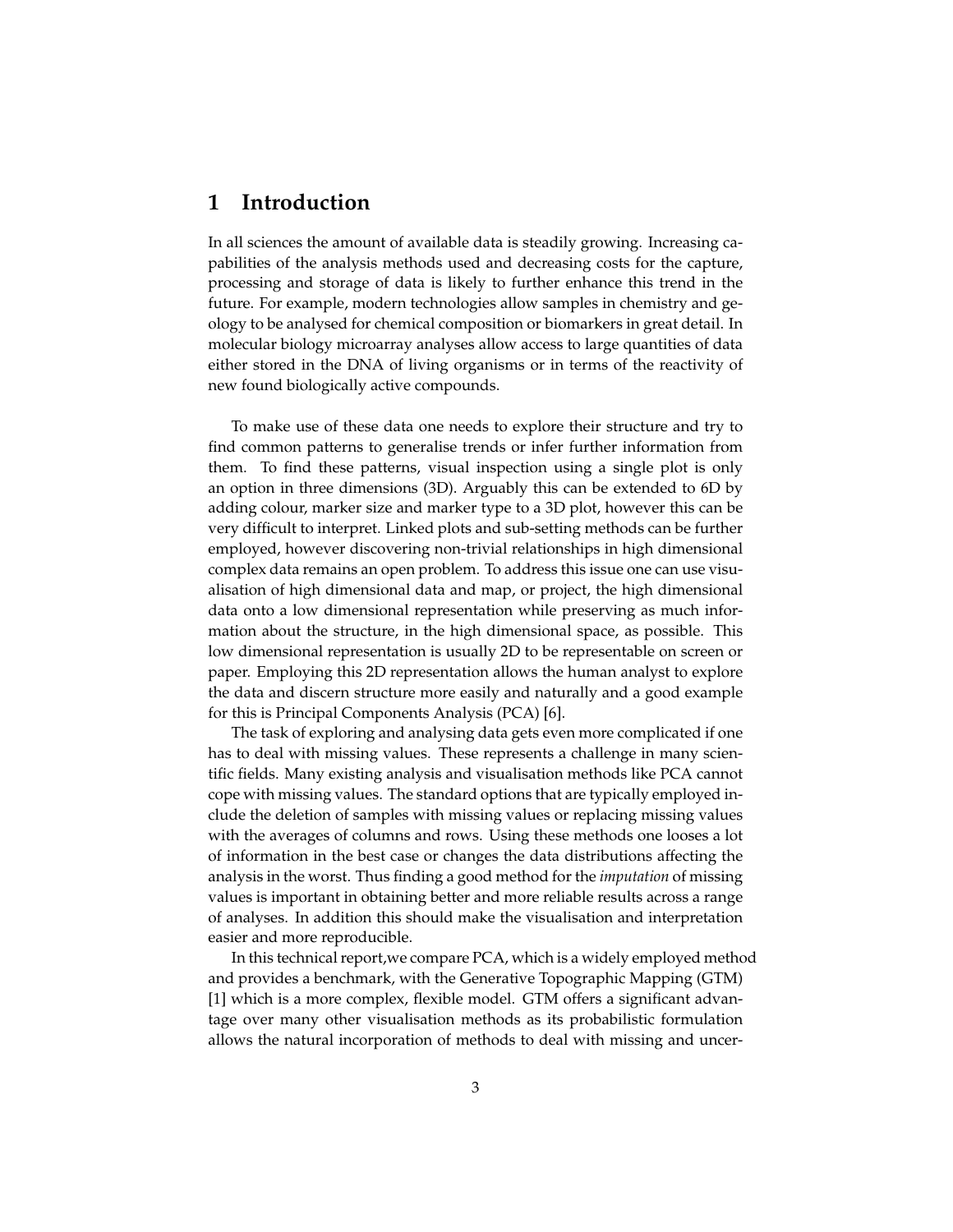# 1 Introduction

In all sciences the amount of available data is steadily growing. Increasing capabilities of the analysis methods used and decreasing costs for the capture, processing and storage of data is likely to further enhance this trend in the future. For example, modern technologies allow samples in chemistry and geology to be analysed for chemical composition or biomarkers in great detail. In molecular biology microarray analyses allow access to large quantities of data either stored in the DNA of living organisms or in terms of the reactivity of new found biologically active compounds.

To make use of these data one needs to explore their structure and try to find common patterns to generalise trends or infer further information from them. To find these patterns, visual inspection using a single plot is only an option in three dimensions (3D). Arguably this can be extended to 6D by adding colour, marker size and marker type to a 3D plot, however this can be very difficult to interpret. Linked plots and sub-setting methods can be further employed, however discovering non-trivial relationships in high dimensional complex data remains an open problem. To address this issue one can use visualisation of high dimensional data and map, or project, the high dimensional data onto a low dimensional representation while preserving as much information about the structure, in the high dimensional space, as possible. This low dimensional representation is usually 2D to be representable on screen or paper. Employing this 2D representation allows the human analyst to explore the data and discern structure more easily and naturally and a good example for this is Principal Components Analysis (PCA) [6].

The task of exploring and analysing data gets even more complicated if one has to deal with missing values. These represents a challenge in many scientific fields. Many existing analysis and visualisation methods like PCA cannot cope with missing values. The standard options that are typically employed include the deletion of samples with missing values or replacing missing values with the averages of columns and rows. Using these methods one looses a lot of information in the best case or changes the data distributions affecting the analysis in the worst. Thus finding a good method for the *imputation* of missing values is important in obtaining better and more reliable results across a range of analyses. In addition this should make the visualisation and interpretation easier and more reproducible.

In this technical report,we compare PCA, which is a widely employed method and provides a benchmark, with the Generative Topographic Mapping (GTM) [1] which is a more complex, flexible model. GTM offers a significant advantage over many other visualisation methods as its probabilistic formulation allows the natural incorporation of methods to deal with missing and uncer-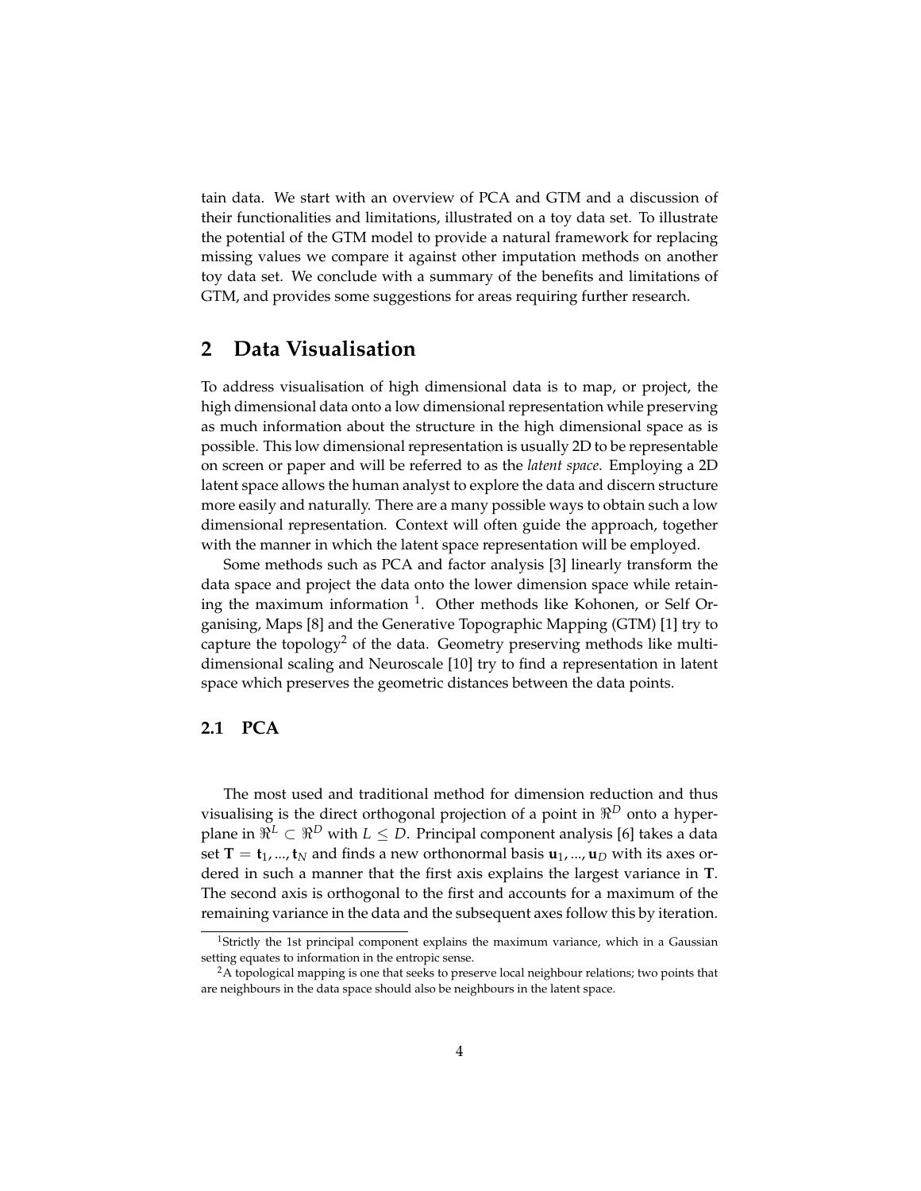tain data. We start with an overview of PCA and GTM and a discussion of their functionalities and limitations, illustrated on a toy data set. To illustrate the potential of the GTM model to provide a natural framework for replacing missing values we compare it against other imputation methods on another toy data set. We conclude with a summary of the benefits and limitations of GTM, and provides some suggestions for areas requiring further research.

## 2 Data Visualisation

To address visualisation of high dimensional data is to map, or project, the high dimensional data onto a low dimensional representation while preserving as much information about the structure in the high dimensional space as is possible. This low dimensional representation is usually 2D to be representable on screen or paper and will be referred to as the *latent space*. Employing a 2D latent space allows the human analyst to explore the data and discern structure more easily and naturally. There are a many possible ways to obtain such a low dimensional representation. Context will often guide the approach, together with the manner in which the latent space representation will be employed.

Some methods such as PCA and factor analysis [3] linearly transform the data space and project the data onto the lower dimension space while retaining the maximum information [1]. Other methods like Kohonen, or Self Organising, Maps [8] and the Generative Topographic Mapping (GTM) [1] try to capture the topology[2] of the data. Geometry preserving methods like multidimensional scaling and Neuroscale [10] try to find a representation in latent space which preserves the geometric distances between the data points.

### 2.1 PCA

The most used and traditional method for dimension reduction and thus visualising is the direct orthogonal projection of a point in $\Re^D$ onto a hyperplane in $\Re^L \subset \Re^D$ with $L \leq D$. Principal component analysis [6] takes a data set $\mathbf{T} = \mathbf{t}_1, ..., \mathbf{t}_N$ and finds a new orthonormal basis $\mathbf{u}_1, ..., \mathbf{u}_D$ with its axes ordered in such a manner that the first axis explains the largest variance in $\mathbf{T}$. The second axis is orthogonal to the first and accounts for a maximum of the remaining variance in the data and the subsequent axes follow this by iteration.

[1] Strictly the 1st principal component explains the maximum variance, which in a Gaussian setting equates to information in the entropic sense.

[2] A topological mapping is one that seeks to preserve local neighbour relations; two points that are neighbours in the data space should also be neighbours in the latent space.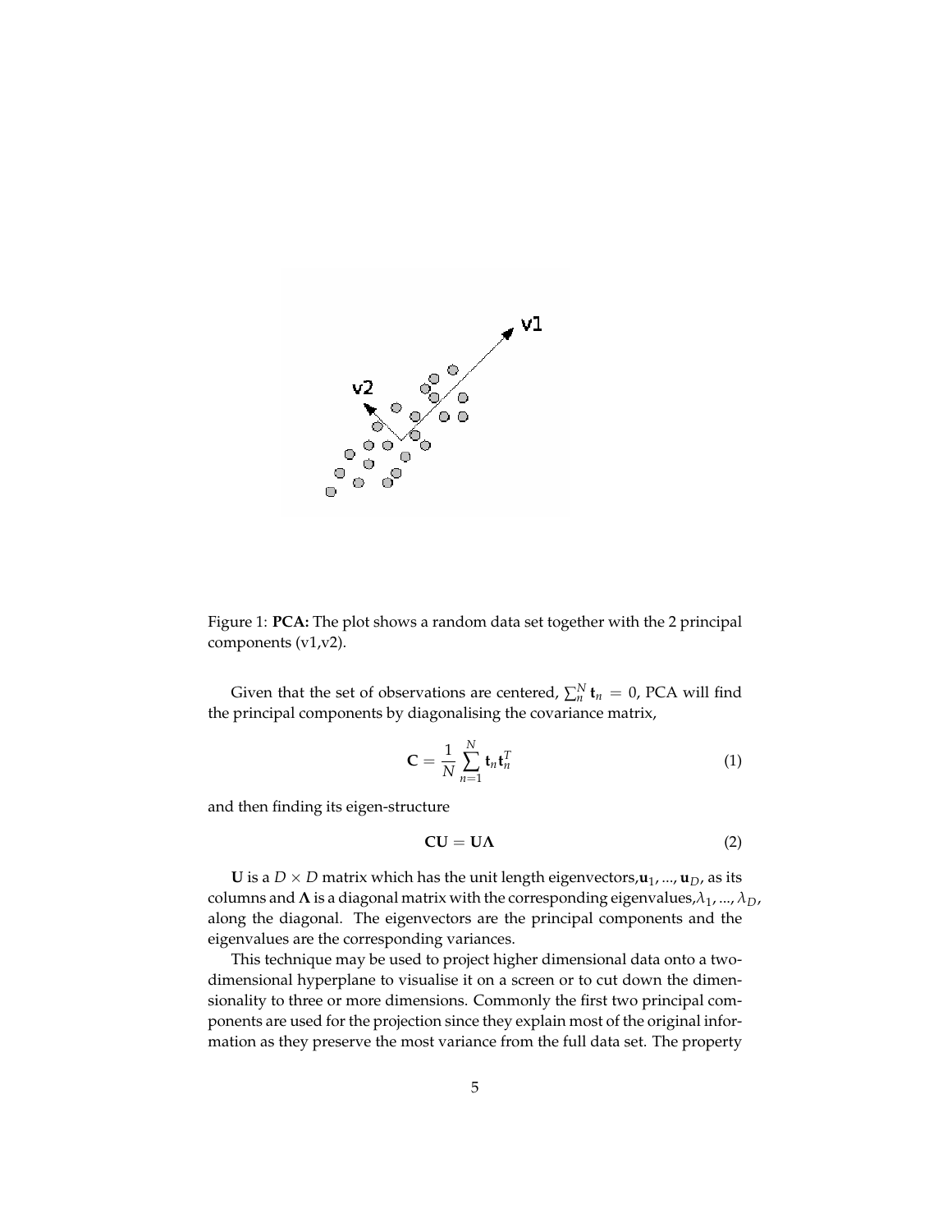Figure 1: **PCA:** The plot shows a random data set together with the 2 principal components (v1,v2).

Given that the set of observations are centered, $\sum_n^N \mathbf{t}_n = 0$, PCA will find the principal components by diagonalising the covariance matrix,

$$\mathbf{C} = \frac{1}{N} \sum_{n=1}^{N} \mathbf{t}_n \mathbf{t}_n^T \tag{1}$$

and then finding its eigen-structure

$$\mathbf{C}\mathbf{U} = \mathbf{U}\mathbf{\Lambda} \tag{2}$$

$\mathbf{U}$ is a $D \times D$ matrix which has the unit length eigenvectors,$\mathbf{u}_1, ..., \mathbf{u}_D$, as its columns and $\mathbf{\Lambda}$ is a diagonal matrix with the corresponding eigenvalues,$\lambda_1, ..., \lambda_D$, along the diagonal. The eigenvectors are the principal components and the eigenvalues are the corresponding variances.

This technique may be used to project higher dimensional data onto a two-dimensional hyperplane to visualise it on a screen or to cut down the dimensionality to three or more dimensions. Commonly the first two principal components are used for the projection since they explain most of the original information as they preserve the most variance from the full data set. The property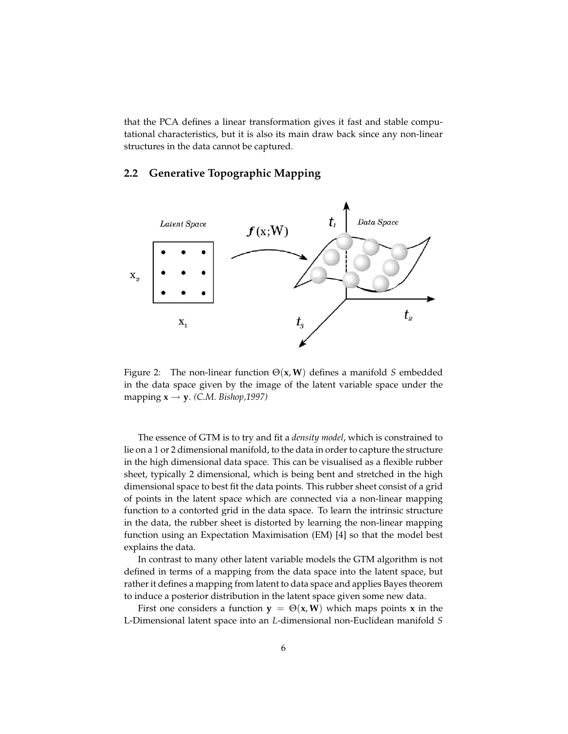that the PCA defines a linear transformation gives it fast and stable computational characteristics, but it is also its main draw back since any non-linear structures in the data cannot be captured.

## 2.2 Generative Topographic Mapping

Figure 2: The non-linear function $\Theta(\mathbf{x}, \mathbf{W})$ defines a manifold $S$ embedded in the data space given by the image of the latent variable space under the mapping $\mathbf{x} \rightarrow \mathbf{y}$. *(C.M. Bishop,1997)*

The essence of GTM is to try and fit a *density model*, which is constrained to lie on a 1 or 2 dimensional manifold, to the data in order to capture the structure in the high dimensional data space. This can be visualised as a flexible rubber sheet, typically 2 dimensional, which is being bent and stretched in the high dimensional space to best fit the data points. This rubber sheet consist of a grid of points in the latent space which are connected via a non-linear mapping function to a contorted grid in the data space. To learn the intrinsic structure in the data, the rubber sheet is distorted by learning the non-linear mapping function using an Expectation Maximisation (EM) [4] so that the model best explains the data.

In contrast to many other latent variable models the GTM algorithm is not defined in terms of a mapping from the data space into the latent space, but rather it defines a mapping from latent to data space and applies Bayes theorem to induce a posterior distribution in the latent space given some new data.

First one considers a function $\mathbf{y} = \Theta(\mathbf{x}, \mathbf{W})$ which maps points $\mathbf{x}$ in the L-Dimensional latent space into an $L$-dimensional non-Euclidean manifold $S$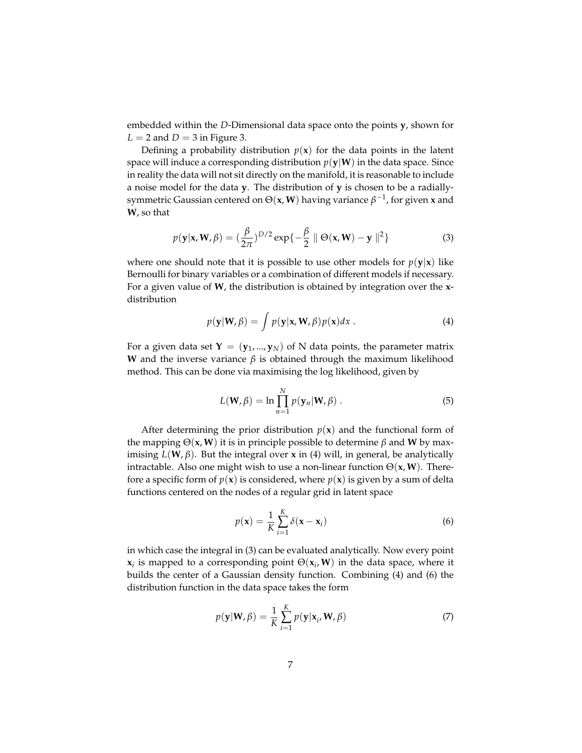embedded within the $D$-Dimensional data space onto the points $\mathbf{y}$, shown for $L = 2$ and $D = 3$ in Figure 3.

Defining a probability distribution $p(\mathbf{x})$ for the data points in the latent space will induce a corresponding distribution $p(\mathbf{y}|\mathbf{W})$ in the data space. Since in reality the data will not sit directly on the manifold, it is reasonable to include a noise model for the data $\mathbf{y}$. The distribution of $\mathbf{y}$ is chosen to be a radially-symmetric Gaussian centered on $\Theta(\mathbf{x}, \mathbf{W})$ having variance $\beta^{-1}$, for given $\mathbf{x}$ and $\mathbf{W}$, so that

$$p(\mathbf{y}|\mathbf{x}, \mathbf{W}, \beta) = (\frac{\beta}{2\pi})^{D/2} \exp\{-\frac{\beta}{2} \parallel \Theta(\mathbf{x}, \mathbf{W}) - \mathbf{y} \parallel^2\} \tag{3}$$

where one should note that it is possible to use other models for $p(\mathbf{y}|\mathbf{x})$ like Bernoulli for binary variables or a combination of different models if necessary. For a given value of $\mathbf{W}$, the distribution is obtained by integration over the $\mathbf{x}$-distribution

$$p(\mathbf{y}|\mathbf{W}, \beta) = \int p(\mathbf{y}|\mathbf{x}, \mathbf{W}, \beta) p(\mathbf{x}) dx \; . \tag{4}$$

For a given data set $\mathbf{Y} = (\mathbf{y}_1, ..., \mathbf{y}_N)$ of N data points, the parameter matrix $\mathbf{W}$ and the inverse variance $\beta$ is obtained through the maximum likelihood method. This can be done via maximising the log likelihood, given by

$$L(\mathbf{W}, \beta) = \ln \prod_{n=1}^{N} p(\mathbf{y}_n|\mathbf{W}, \beta) \; . \tag{5}$$

After determining the prior distribution $p(\mathbf{x})$ and the functional form of the mapping $\Theta(\mathbf{x}, \mathbf{W})$ it is in principle possible to determine $\beta$ and $\mathbf{W}$ by maximising $L(\mathbf{W}, \beta)$. But the integral over $\mathbf{x}$ in (4) will, in general, be analytically intractable. Also one might wish to use a non-linear function $\Theta(\mathbf{x}, \mathbf{W})$. Therefore a specific form of $p(\mathbf{x})$ is considered, where $p(\mathbf{x})$ is given by a sum of delta functions centered on the nodes of a regular grid in latent space

$$p(\mathbf{x}) = \frac{1}{K} \sum_{i=1}^{K} \delta(\mathbf{x} - \mathbf{x}_i) \tag{6}$$

in which case the integral in (3) can be evaluated analytically. Now every point $\mathbf{x}_i$ is mapped to a corresponding point $\Theta(\mathbf{x}_i, \mathbf{W})$ in the data space, where it builds the center of a Gaussian density function. Combining (4) and (6) the distribution function in the data space takes the form

$$p(\mathbf{y}|\mathbf{W}, \beta) = \frac{1}{K} \sum_{i=1}^{K} p(\mathbf{y}|\mathbf{x}_i, \mathbf{W}, \beta) \tag{7}$$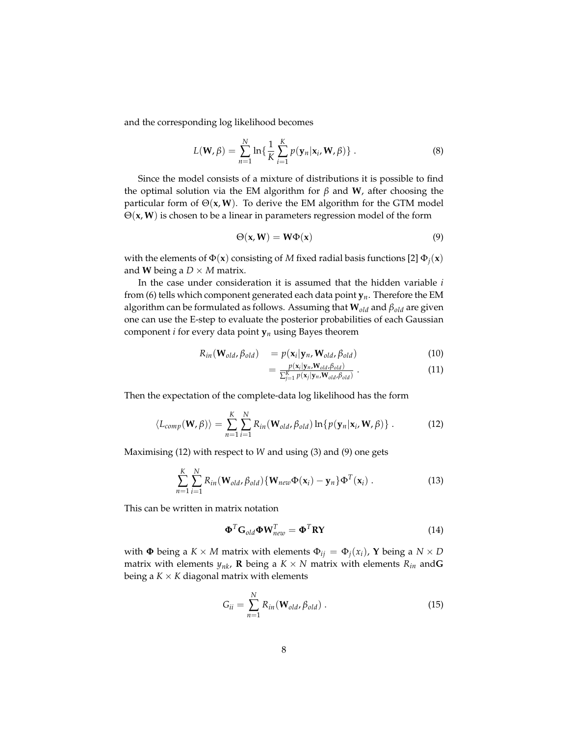and the corresponding log likelihood becomes

$$L(\mathbf{W}, \beta) = \sum_{n=1}^{N} \ln\{\frac{1}{K} \sum_{i=1}^{K} p(\mathbf{y}_n | \mathbf{x}_i, \mathbf{W}, \beta)\} \ . \tag{8}$$

Since the model consists of a mixture of distributions it is possible to find the optimal solution via the EM algorithm for $\beta$ and $\mathbf{W}$, after choosing the particular form of $\Theta(\mathbf{x}, \mathbf{W})$. To derive the EM algorithm for the GTM model $\Theta(\mathbf{x}, \mathbf{W})$ is chosen to be a linear in parameters regression model of the form

$$\Theta(\mathbf{x}, \mathbf{W}) = \mathbf{W}\Phi(\mathbf{x}) \tag{9}$$

with the elements of $\Phi(\mathbf{x})$ consisting of $M$ fixed radial basis functions [2] $\Phi_j(\mathbf{x})$ and $\mathbf{W}$ being a $D \times M$ matrix.

In the case under consideration it is assumed that the hidden variable $i$ from (6) tells which component generated each data point $\mathbf{y}_n$. Therefore the EM algorithm can be formulated as follows. Assuming that $\mathbf{W}_{old}$ and $\beta_{old}$ are given one can use the E-step to evaluate the posterior probabilities of each Gaussian component $i$ for every data point $\mathbf{y}_n$ using Bayes theorem

$$R_{in}(\mathbf{W}_{old}, \beta_{old}) = p(\mathbf{x}_i | \mathbf{y}_n, \mathbf{W}_{old}, \beta_{old}) \tag{10}$$

$$= \frac{p(\mathbf{x}_i | \mathbf{y}_n, \mathbf{W}_{old}, \beta_{old})}{\sum_{j=1}^{K} p(\mathbf{x}_j | \mathbf{y}_n, \mathbf{W}_{old}, \beta_{old})} \ . \tag{11}$$

Then the expectation of the complete-data log likelihood has the form

$$\langle L_{comp}(\mathbf{W}, \beta) \rangle = \sum_{n=1}^{K} \sum_{i=1}^{N} R_{in}(\mathbf{W}_{old}, \beta_{old}) \ln\{p(\mathbf{y}_n | \mathbf{x}_i, \mathbf{W}, \beta)\} \ . \tag{12}$$

Maximising (12) with respect to $W$ and using (3) and (9) one gets

$$\sum_{n=1}^{K} \sum_{i=1}^{N} R_{in}(\mathbf{W}_{old}, \beta_{old}) \{\mathbf{W}_{new}\Phi(\mathbf{x}_i) - \mathbf{y}_n\} \Phi^T(\mathbf{x}_i) \ . \tag{13}$$

This can be written in matrix notation

$$\mathbf{\Phi}^T \mathbf{G}_{old} \mathbf{\Phi} \mathbf{W}_{new}^T = \mathbf{\Phi}^T \mathbf{R} \mathbf{Y} \tag{14}$$

with $\mathbf{\Phi}$ being a $K \times M$ matrix with elements $\Phi_{ij} = \Phi_j(x_i)$, $\mathbf{Y}$ being a $N \times D$ matrix with elements $y_{nk}$, $\mathbf{R}$ being a $K \times N$ matrix with elements $R_{in}$ and$\mathbf{G}$ being a $K \times K$ diagonal matrix with elements

$$G_{ii} = \sum_{n=1}^{N} R_{in}(\mathbf{W}_{old}, \beta_{old}) \ . \tag{15}$$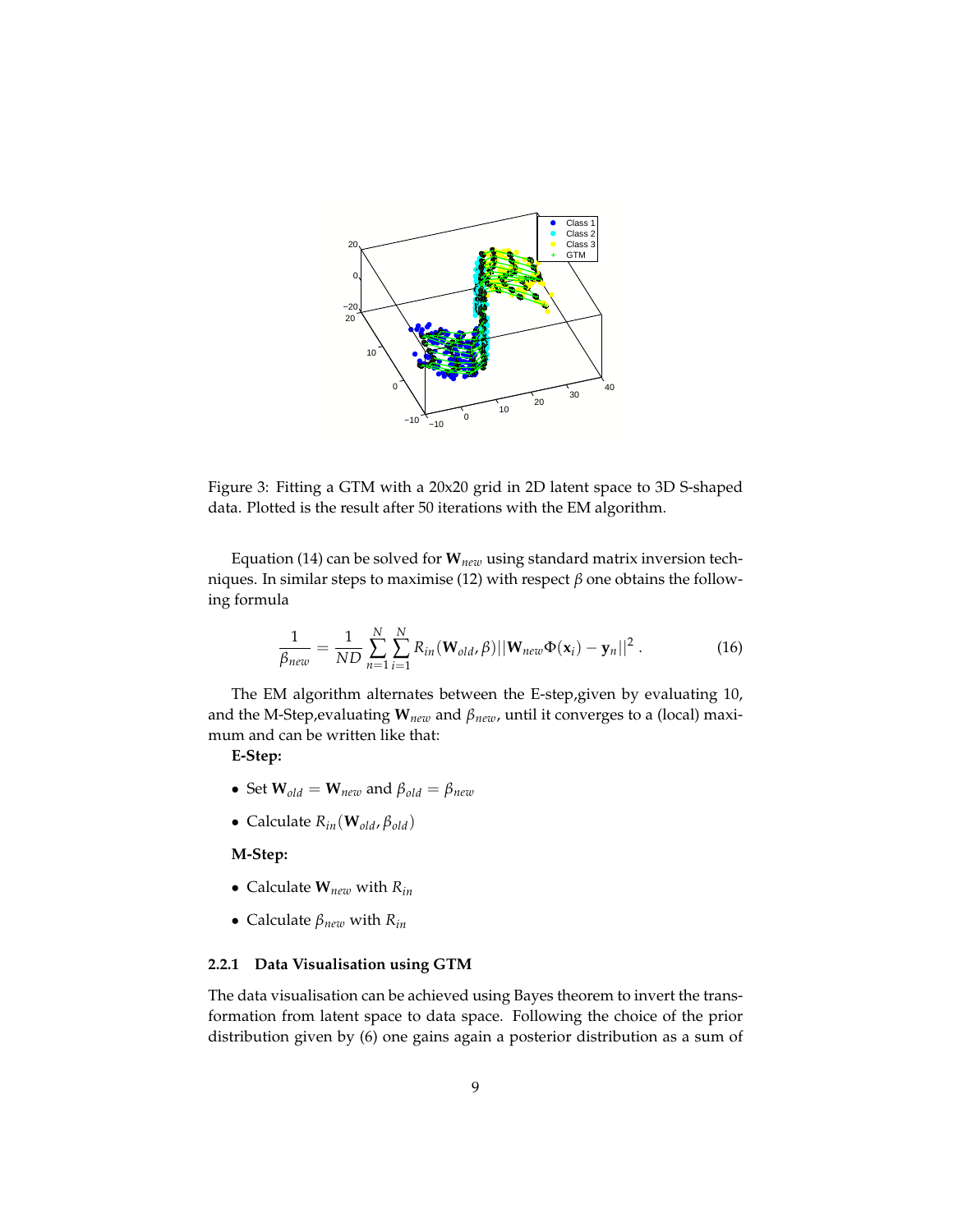Figure 3: Fitting a GTM with a 20x20 grid in 2D latent space to 3D S-shaped data. Plotted is the result after 50 iterations with the EM algorithm.

Equation (14) can be solved for $\mathbf{W}_{new}$ using standard matrix inversion techniques. In similar steps to maximise (12) with respect $\beta$ one obtains the following formula

$$\frac{1}{\beta_{new}} = \frac{1}{ND} \sum_{n=1}^{N} \sum_{i=1}^{N} R_{in}(\mathbf{W}_{old}, \beta) ||\mathbf{W}_{new} \Phi(\mathbf{x}_i) - \mathbf{y}_n||^2 . \tag{16}$$

The EM algorithm alternates between the E-step,given by evaluating 10, and the M-Step,evaluating $\mathbf{W}_{new}$ and $\beta_{new}$, until it converges to a (local) maximum and can be written like that:

**E-Step:**

- Set $\mathbf{W}_{old} = \mathbf{W}_{new}$ and $\beta_{old} = \beta_{new}$
- Calculate $R_{in}(\mathbf{W}_{old}, \beta_{old})$

**M-Step:**

- Calculate $\mathbf{W}_{new}$ with $R_{in}$
- Calculate $\beta_{new}$ with $R_{in}$

#### 2.2.1 Data Visualisation using GTM

The data visualisation can be achieved using Bayes theorem to invert the transformation from latent space to data space. Following the choice of the prior distribution given by (6) one gains again a posterior distribution as a sum of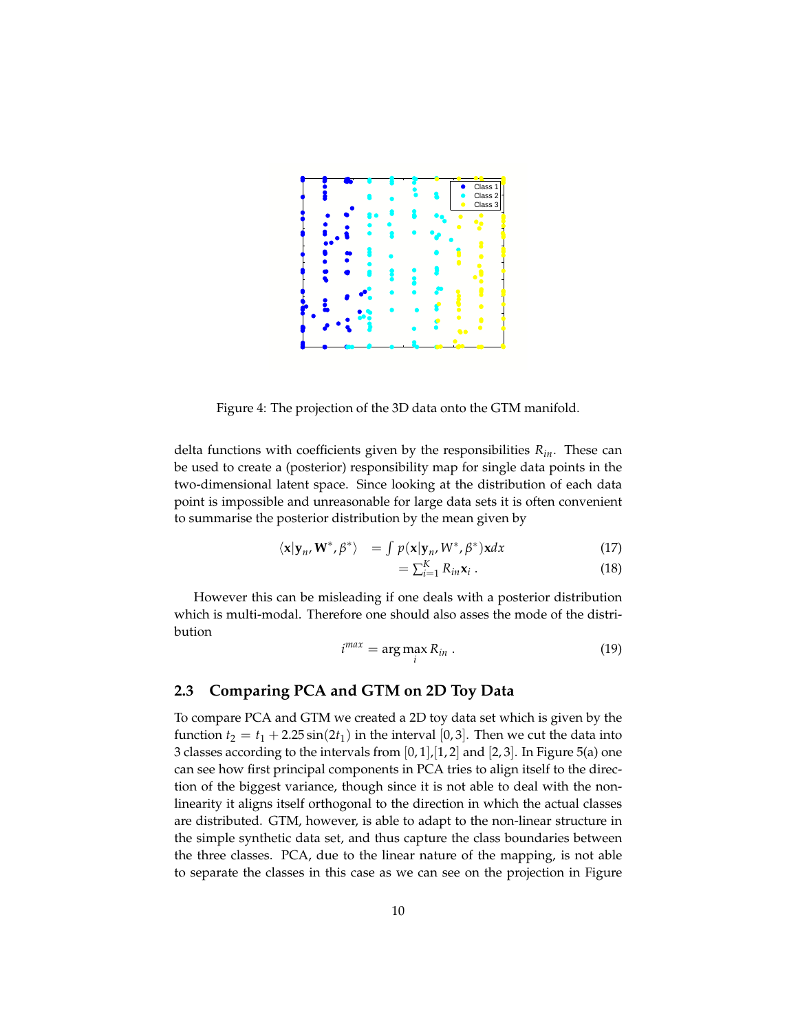Figure 4: The projection of the 3D data onto the GTM manifold.

delta functions with coefficients given by the responsibilities $R_{in}$. These can be used to create a (posterior) responsibility map for single data points in the two-dimensional latent space. Since looking at the distribution of each data point is impossible and unreasonable for large data sets it is often convenient to summarise the posterior distribution by the mean given by

$$\langle \mathbf{x} | \mathbf{y}_n, \mathbf{W}^*, \beta^* \rangle = \int p(\mathbf{x}|\mathbf{y}_n, W^*, \beta^*)\mathbf{x} dx \tag{17}$$

$$= \sum_{i=1}^{K} R_{in}\mathbf{x}_i \; . \tag{18}$$

However this can be misleading if one deals with a posterior distribution which is multi-modal. Therefore one should also asses the mode of the distribution

$$i^{max} = \arg\max_i R_{in} \; . \tag{19}$$

### 2.3 Comparing PCA and GTM on 2D Toy Data

To compare PCA and GTM we created a 2D toy data set which is given by the function $t_2 = t_1 + 2.25\sin(2t_1)$ in the interval $[0, 3]$. Then we cut the data into 3 classes according to the intervals from $[0, 1]$,$[1, 2]$ and $[2, 3]$. In Figure 5(a) one can see how first principal components in PCA tries to align itself to the direction of the biggest variance, though since it is not able to deal with the non-linearity it aligns itself orthogonal to the direction in which the actual classes are distributed. GTM, however, is able to adapt to the non-linear structure in the simple synthetic data set, and thus capture the class boundaries between the three classes. PCA, due to the linear nature of the mapping, is not able to separate the classes in this case as we can see on the projection in Figure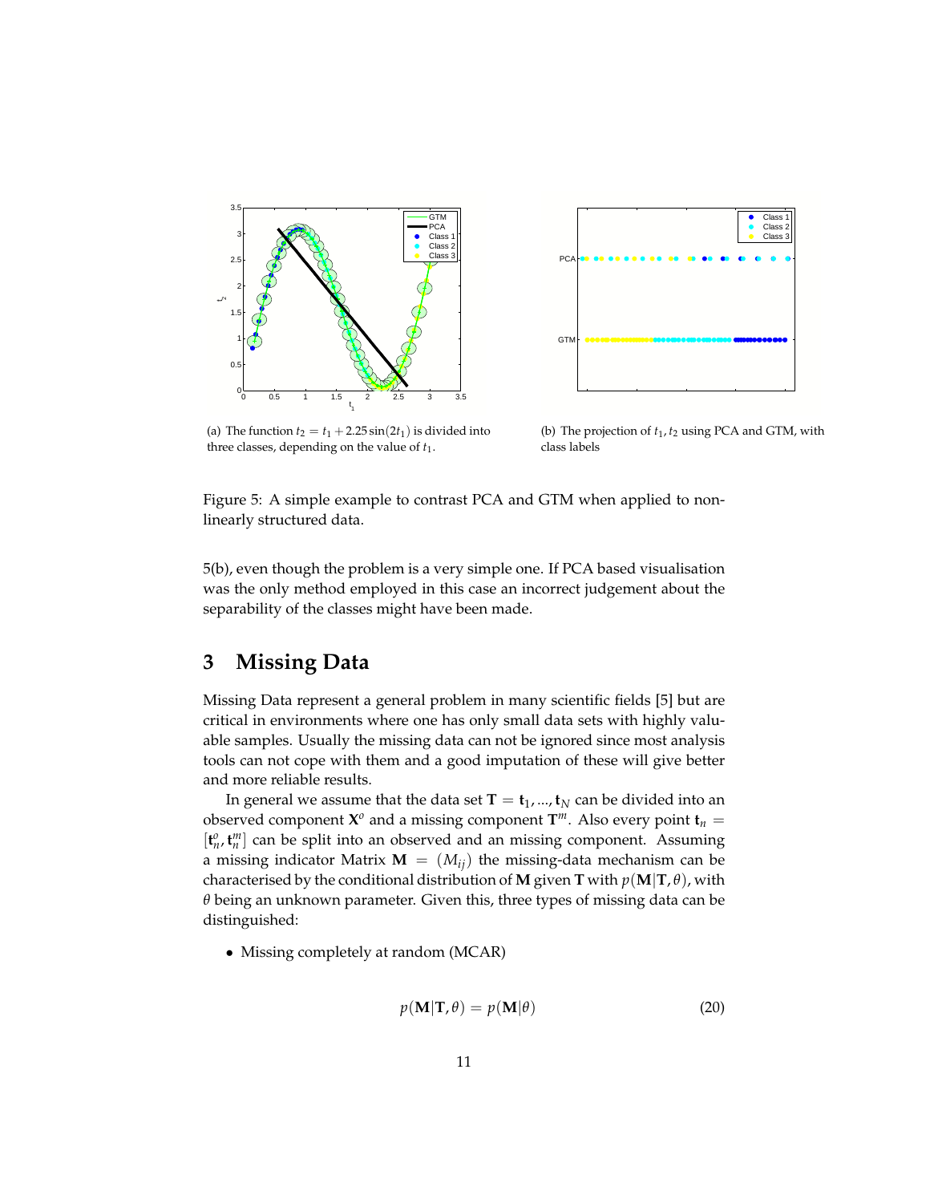(a) The function $t_2 = t_1 + 2.25\sin(2t_1)$ is divided into three classes, depending on the value of $t_1$.

(b) The projection of $t_1, t_2$ using PCA and GTM, with class labels

Figure 5: A simple example to contrast PCA and GTM when applied to non-linearly structured data.

5(b), even though the problem is a very simple one. If PCA based visualisation was the only method employed in this case an incorrect judgement about the separability of the classes might have been made.

# 3 Missing Data

Missing Data represent a general problem in many scientific fields [5] but are critical in environments where one has only small data sets with highly valuable samples. Usually the missing data can not be ignored since most analysis tools can not cope with them and a good imputation of these will give better and more reliable results.

In general we assume that the data set $\mathbf{T} = \mathbf{t}_1, ..., \mathbf{t}_N$ can be divided into an observed component $\mathbf{X}^o$ and a missing component $\mathbf{T}^m$. Also every point $\mathbf{t}_n = [\mathbf{t}_n^o, \mathbf{t}_n^m]$ can be split into an observed and an missing component. Assuming a missing indicator Matrix $\mathbf{M} = (M_{ij})$ the missing-data mechanism can be characterised by the conditional distribution of $\mathbf{M}$ given $\mathbf{T}$ with $p(\mathbf{M}|\mathbf{T}, \theta)$, with $\theta$ being an unknown parameter. Given this, three types of missing data can be distinguished:

- Missing completely at random (MCAR)

$$p(\mathbf{M}|\mathbf{T}, \theta) = p(\mathbf{M}|\theta) \tag{20}$$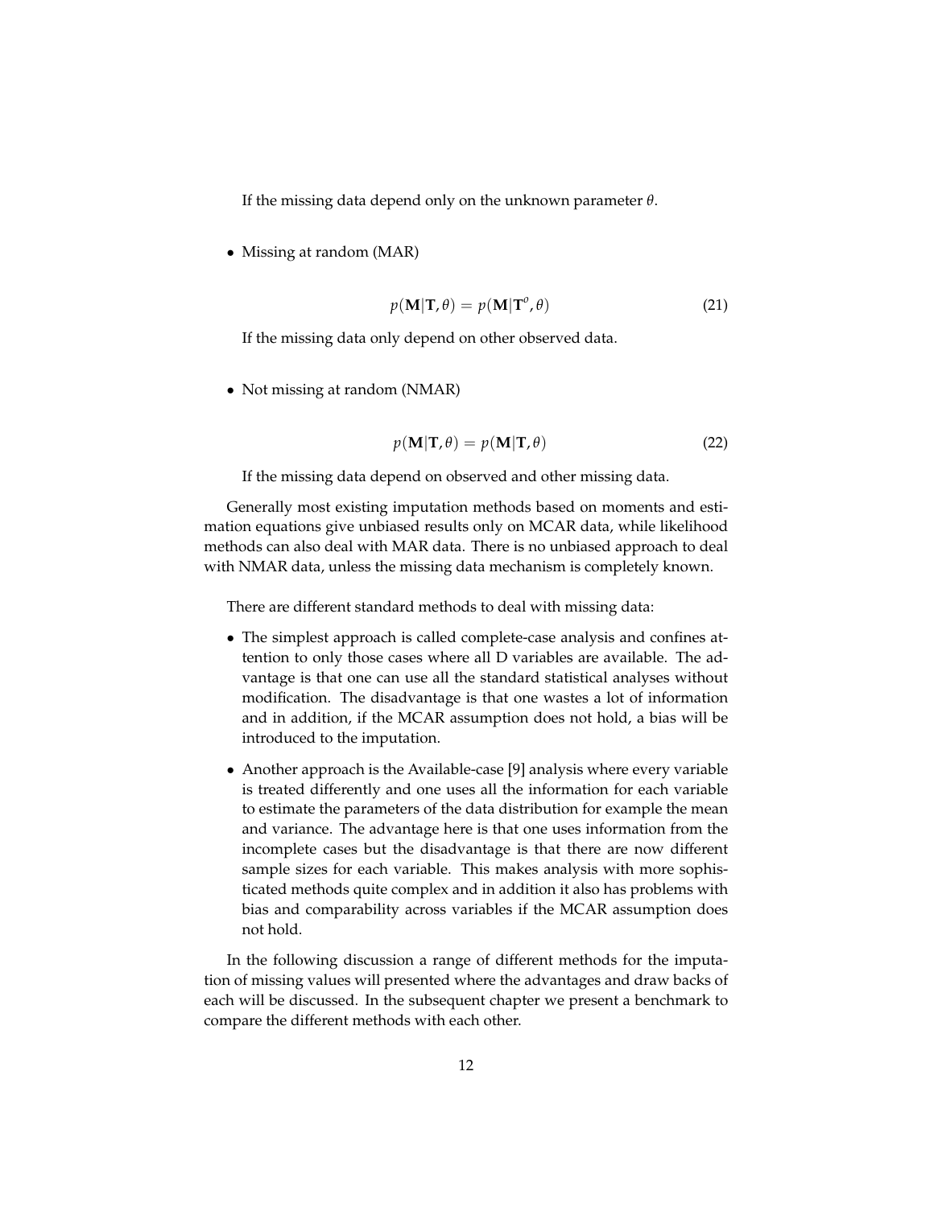If the missing data depend only on the unknown parameter $\theta$.

- Missing at random (MAR)

$$p(\mathbf{M}|\mathbf{T}, \theta) = p(\mathbf{M}|\mathbf{T}^o, \theta) \tag{21}$$

If the missing data only depend on other observed data.

- Not missing at random (NMAR)

$$p(\mathbf{M}|\mathbf{T}, \theta) = p(\mathbf{M}|\mathbf{T}, \theta) \tag{22}$$

If the missing data depend on observed and other missing data.

Generally most existing imputation methods based on moments and estimation equations give unbiased results only on MCAR data, while likelihood methods can also deal with MAR data. There is no unbiased approach to deal with NMAR data, unless the missing data mechanism is completely known.

There are different standard methods to deal with missing data:

- The simplest approach is called complete-case analysis and confines attention to only those cases where all D variables are available. The advantage is that one can use all the standard statistical analyses without modification. The disadvantage is that one wastes a lot of information and in addition, if the MCAR assumption does not hold, a bias will be introduced to the imputation.
- Another approach is the Available-case [9] analysis where every variable is treated differently and one uses all the information for each variable to estimate the parameters of the data distribution for example the mean and variance. The advantage here is that one uses information from the incomplete cases but the disadvantage is that there are now different sample sizes for each variable. This makes analysis with more sophisticated methods quite complex and in addition it also has problems with bias and comparability across variables if the MCAR assumption does not hold.

In the following discussion a range of different methods for the imputation of missing values will presented where the advantages and draw backs of each will be discussed. In the subsequent chapter we present a benchmark to compare the different methods with each other.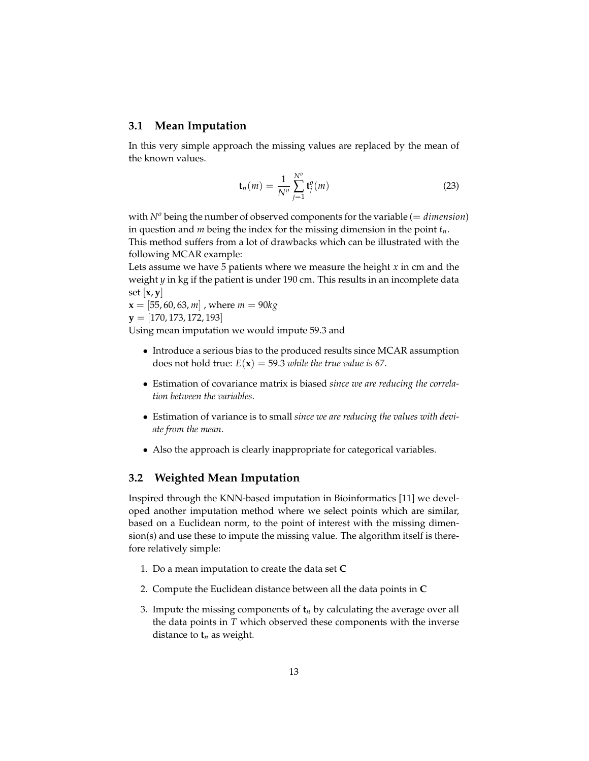### 3.1 Mean Imputation

In this very simple approach the missing values are replaced by the mean of the known values.

$$\mathbf{t}_n(m) = \frac{1}{N^o} \sum_{j=1}^{N^o} \mathbf{t}_j^o(m) \tag{23}$$

with $N^o$ being the number of observed components for the variable (= *dimension*) in question and $m$ being the index for the missing dimension in the point $t_n$.
This method suffers from a lot of drawbacks which can be illustrated with the following MCAR example:
Lets assume we have 5 patients where we measure the height $x$ in cm and the weight $y$ in kg if the patient is under 190 cm. This results in an incomplete data set $[\mathbf{x}, \mathbf{y}]$
$\mathbf{x} = [55, 60, 63, m]$ , where $m = 90kg$
$\mathbf{y} = [170, 173, 172, 193]$
Using mean imputation we would impute 59.3 and

- Introduce a serious bias to the produced results since MCAR assumption does not hold true: $E(\mathbf{x}) = 59.3$ *while the true value is 67*.
- Estimation of covariance matrix is biased *since we are reducing the correlation between the variables*.
- Estimation of variance is to small *since we are reducing the values with deviate from the mean*.
- Also the approach is clearly inappropriate for categorical variables.

### 3.2 Weighted Mean Imputation

Inspired through the KNN-based imputation in Bioinformatics [11] we developed another imputation method where we select points which are similar, based on a Euclidean norm, to the point of interest with the missing dimension(s) and use these to impute the missing value. The algorithm itself is therefore relatively simple:

1. Do a mean imputation to create the data set $\mathbf{C}$
2. Compute the Euclidean distance between all the data points in $\mathbf{C}$
3. Impute the missing components of $\mathbf{t}_n$ by calculating the average over all the data points in $T$ which observed these components with the inverse distance to $\mathbf{t}_n$ as weight.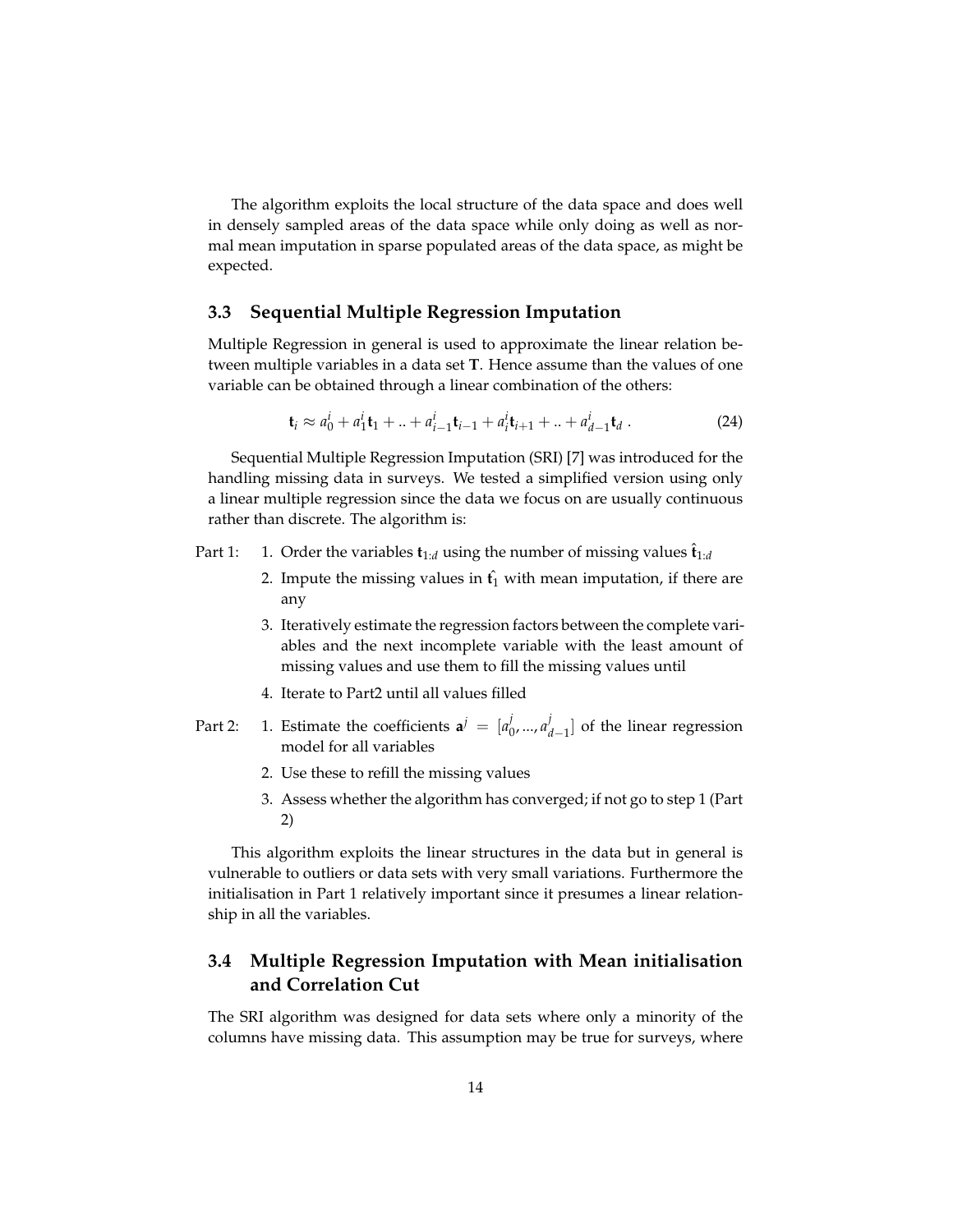The algorithm exploits the local structure of the data space and does well in densely sampled areas of the data space while only doing as well as normal mean imputation in sparse populated areas of the data space, as might be expected.

### 3.3 Sequential Multiple Regression Imputation

Multiple Regression in general is used to approximate the linear relation between multiple variables in a data set $\mathbf{T}$. Hence assume than the values of one variable can be obtained through a linear combination of the others:

$$\mathbf{t}_i \approx a_0^i + a_1^i \mathbf{t}_1 + .. + a_{i-1}^i \mathbf{t}_{i-1} + a_i^i \mathbf{t}_{i+1} + .. + a_{d-1}^i \mathbf{t}_d \ . \tag{24}$$

Sequential Multiple Regression Imputation (SRI) [7] was introduced for the handling missing data in surveys. We tested a simplified version using only a linear multiple regression since the data we focus on are usually continuous rather than discrete. The algorithm is:

Part 1:

1. Order the variables $\mathbf{t}_{1:d}$ using the number of missing values $\hat{\mathbf{t}}_{1:d}$
2. Impute the missing values in $\hat{\mathbf{t}_1}$ with mean imputation, if there are any
3. Iteratively estimate the regression factors between the complete variables and the next incomplete variable with the least amount of missing values and use them to fill the missing values until
4. Iterate to Part2 until all values filled

Part 2:

1. Estimate the coefficients $\mathbf{a}^j = [a_0^j, ..., a_{d-1}^j]$ of the linear regression model for all variables
2. Use these to refill the missing values
3. Assess whether the algorithm has converged; if not go to step 1 (Part 2)

This algorithm exploits the linear structures in the data but in general is vulnerable to outliers or data sets with very small variations. Furthermore the initialisation in Part 1 relatively important since it presumes a linear relationship in all the variables.

### 3.4 Multiple Regression Imputation with Mean initialisation and Correlation Cut

The SRI algorithm was designed for data sets where only a minority of the columns have missing data. This assumption may be true for surveys, where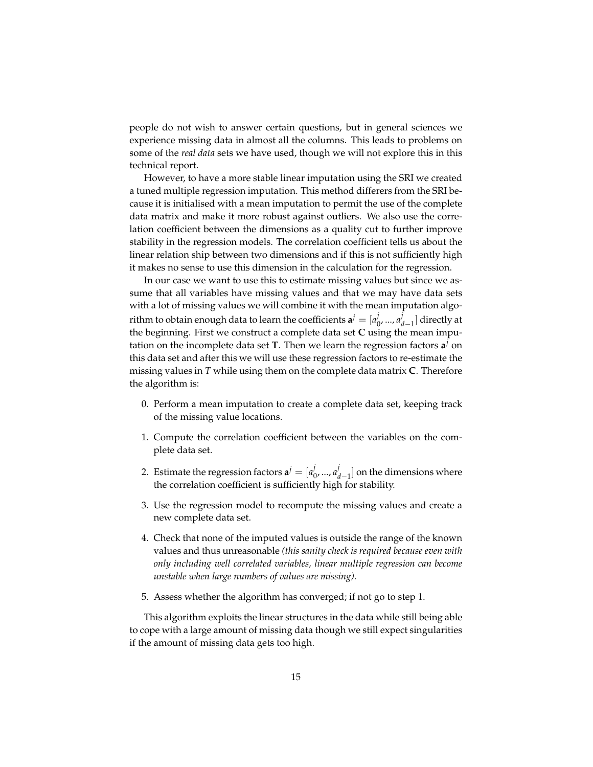people do not wish to answer certain questions, but in general sciences we experience missing data in almost all the columns. This leads to problems on some of the *real data* sets we have used, though we will not explore this in this technical report.

However, to have a more stable linear imputation using the SRI we created a tuned multiple regression imputation. This method differers from the SRI because it is initialised with a mean imputation to permit the use of the complete data matrix and make it more robust against outliers. We also use the correlation coefficient between the dimensions as a quality cut to further improve stability in the regression models. The correlation coefficient tells us about the linear relation ship between two dimensions and if this is not sufficiently high it makes no sense to use this dimension in the calculation for the regression.

In our case we want to use this to estimate missing values but since we assume that all variables have missing values and that we may have data sets with a lot of missing values we will combine it with the mean imputation algorithm to obtain enough data to learn the coefficients $\mathbf{a}^j = [a^j_0, ..., a^j_{d-1}]$ directly at the beginning. First we construct a complete data set $\mathbf{C}$ using the mean imputation on the incomplete data set $\mathbf{T}$. Then we learn the regression factors $\mathbf{a}^j$ on this data set and after this we will use these regression factors to re-estimate the missing values in $T$ while using them on the complete data matrix $\mathbf{C}$. Therefore the algorithm is:

0. Perform a mean imputation to create a complete data set, keeping track of the missing value locations.
1. Compute the correlation coefficient between the variables on the complete data set.
2. Estimate the regression factors $\mathbf{a}^j = [a^j_0, ..., a^j_{d-1}]$ on the dimensions where the correlation coefficient is sufficiently high for stability.
3. Use the regression model to recompute the missing values and create a new complete data set.
4. Check that none of the imputed values is outside the range of the known values and thus unreasonable *(this sanity check is required because even with only including well correlated variables, linear multiple regression can become unstable when large numbers of values are missing).*
5. Assess whether the algorithm has converged; if not go to step 1.

This algorithm exploits the linear structures in the data while still being able to cope with a large amount of missing data though we still expect singularities if the amount of missing data gets too high.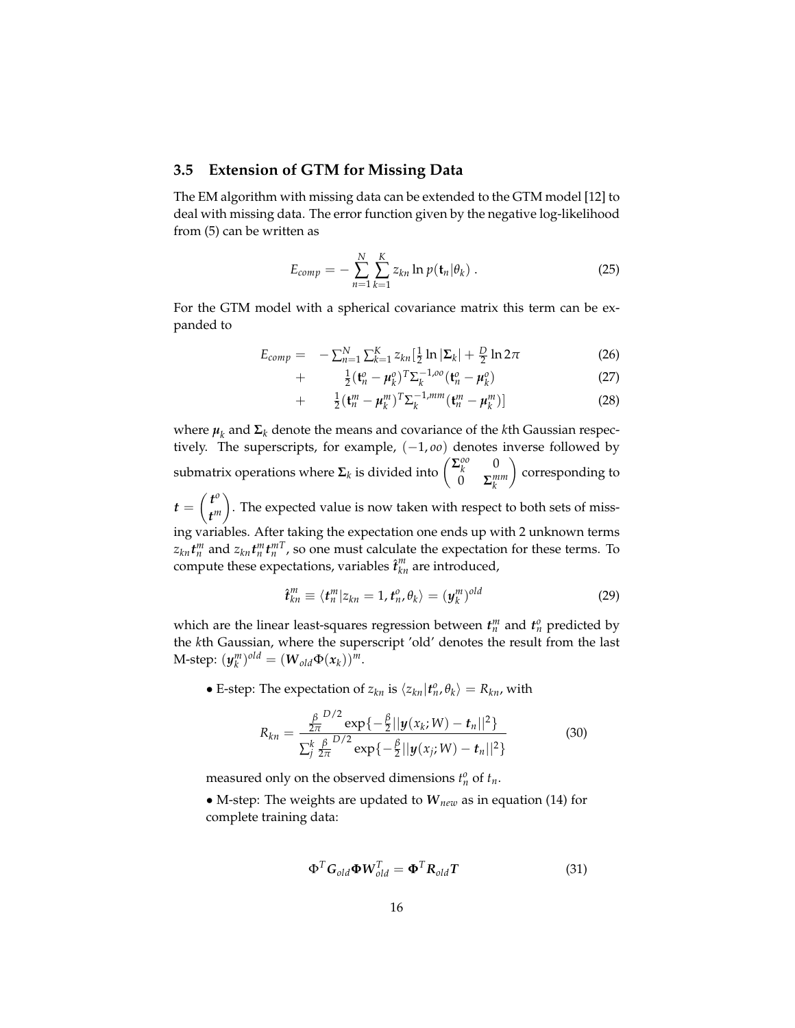### 3.5 Extension of GTM for Missing Data

The EM algorithm with missing data can be extended to the GTM model [12] to deal with missing data. The error function given by the negative log-likelihood from (5) can be written as

$$E_{comp} = -\sum_{n=1}^{N}\sum_{k=1}^{K} z_{kn} \ln p(\mathbf{t}_n|\theta_k) \; . \tag{25}$$

For the GTM model with a spherical covariance matrix this term can be expanded to

$$
\begin{aligned}
E_{comp} = \quad & -\textstyle\sum_{n=1}^{N}\sum_{k=1}^{K} z_{kn}[\frac{1}{2}\ln|\mathbf{\Sigma}_k| + \frac{D}{2}\ln 2\pi & (26)\\
+ \quad & \tfrac{1}{2}(\mathbf{t}_n^o - \boldsymbol{\mu}_k^o)^T \Sigma_k^{-1,oo}(\mathbf{t}_n^o - \boldsymbol{\mu}_k^o) & (27)\\
+ \quad & \tfrac{1}{2}(\mathbf{t}_n^m - \boldsymbol{\mu}_k^m)^T \Sigma_k^{-1,mm}(\mathbf{t}_n^m - \boldsymbol{\mu}_k^m)] & (28)
\end{aligned}
$$

where $\boldsymbol{\mu}_k$ and $\mathbf{\Sigma}_k$ denote the means and covariance of the $k$th Gaussian respectively. The superscripts, for example, $(-1, oo)$ denotes inverse followed by submatrix operations where $\mathbf{\Sigma}_k$ is divided into $\begin{pmatrix} \mathbf{\Sigma}_k^{oo} & 0 \\ 0 & \mathbf{\Sigma}_k^{mm} \end{pmatrix}$ corresponding to $\boldsymbol{t} = \begin{pmatrix} \boldsymbol{t}^o \\ \boldsymbol{t}^m \end{pmatrix}$. The expected value is now taken with respect to both sets of missing variables. After taking the expectation one ends up with 2 unknown terms $z_{kn}\boldsymbol{t}_n^m$ and $z_{kn}\boldsymbol{t}_n^m\boldsymbol{t}_n^{mT}$, so one must calculate the expectation for these terms. To compute these expectations, variables $\hat{\boldsymbol{t}}_{kn}^m$ are introduced,

$$\hat{\boldsymbol{t}}_{kn}^m \equiv \langle \boldsymbol{t}_n^m | z_{kn} = 1, \boldsymbol{t}_n^o, \theta_k \rangle = (\boldsymbol{y}_k^m)^{old} \tag{29}$$

which are the linear least-squares regression between $\boldsymbol{t}_n^m$ and $\boldsymbol{t}_n^o$ predicted by the $k$th Gaussian, where the superscript 'old' denotes the result from the last M-step: $(\boldsymbol{y}_k^m)^{old} = (\boldsymbol{W}_{old}\Phi(\boldsymbol{x}_k))^m$.

- E-step: The expectation of $z_{kn}$ is $\langle z_{kn}|\boldsymbol{t}_n^o, \theta_k\rangle = R_{kn}$, with

$$R_{kn} = \frac{\frac{\beta}{2\pi}^{D/2}\exp\{-\frac{\beta}{2}||\boldsymbol{y}(x_k;W) - \boldsymbol{t}_n||^2\}}{\sum_j^k \frac{\beta}{2\pi}^{D/2}\exp\{-\frac{\beta}{2}||\boldsymbol{y}(x_j;W) - \boldsymbol{t}_n||^2\}} \tag{30}$$

measured only on the observed dimensions $t_n^o$ of $t_n$.

- M-step: The weights are updated to $\boldsymbol{W}_{new}$ as in equation (14) for complete training data:

$$\Phi^T \boldsymbol{G}_{old}\boldsymbol{\Phi}\boldsymbol{W}_{old}^T = \boldsymbol{\Phi}^T\boldsymbol{R}_{old}\boldsymbol{T} \tag{31}$$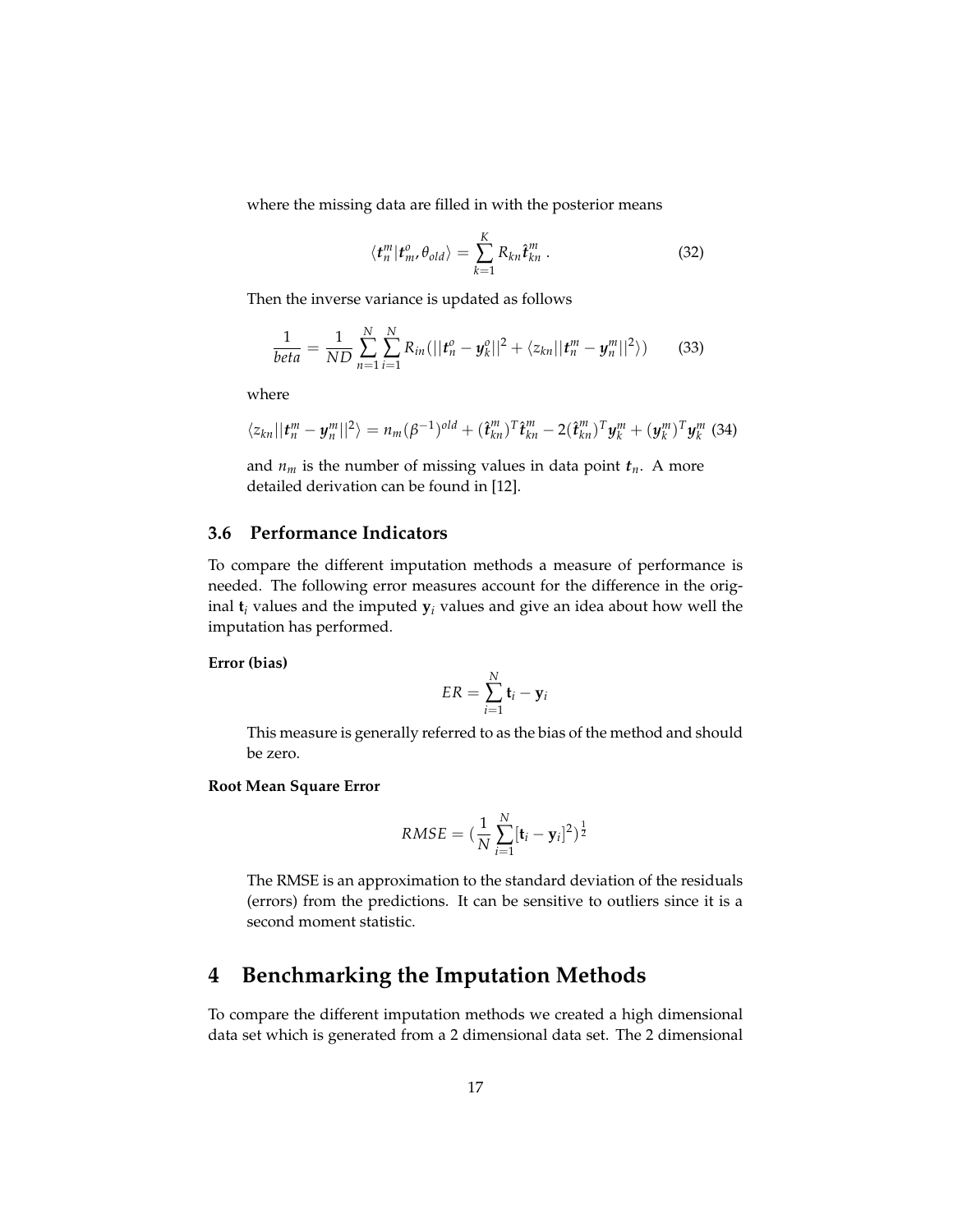where the missing data are filled in with the posterior means

$$\langle \boldsymbol{t}_n^m | \boldsymbol{t}_m^o, \theta_{old} \rangle = \sum_{k=1}^{K} R_{kn} \hat{\boldsymbol{t}}_{kn}^m \, . \tag{32}$$

Then the inverse variance is updated as follows

$$\frac{1}{beta} = \frac{1}{ND} \sum_{n=1}^{N} \sum_{i=1}^{N} R_{in} (||\boldsymbol{t}_n^o - \boldsymbol{y}_k^o||^2 + \langle z_{kn} ||\boldsymbol{t}_n^m - \boldsymbol{y}_n^m||^2 \rangle) \tag{33}$$

where

$$\langle z_{kn} ||\boldsymbol{t}_n^m - \boldsymbol{y}_n^m||^2 \rangle = n_m (\beta^{-1})^{old} + (\hat{\boldsymbol{t}}_{kn}^m)^T \hat{\boldsymbol{t}}_{kn}^m - 2(\hat{\boldsymbol{t}}_{kn}^m)^T \boldsymbol{y}_k^m + (\boldsymbol{y}_k^m)^T \boldsymbol{y}_k^m \tag{34}$$

and $n_m$ is the number of missing values in data point $\boldsymbol{t}_n$. A more detailed derivation can be found in [12].

### 3.6 Performance Indicators

To compare the different imputation methods a measure of performance is needed. The following error measures account for the difference in the original $\mathbf{t}_i$ values and the imputed $\mathbf{y}_i$ values and give an idea about how well the imputation has performed.

**Error (bias)**

$$ER = \sum_{i=1}^{N} \mathbf{t}_i - \mathbf{y}_i$$

This measure is generally referred to as the bias of the method and should be zero.

**Root Mean Square Error**

$$RMSE = (\frac{1}{N} \sum_{i=1}^{N} [\mathbf{t}_i - \mathbf{y}_i]^2)^{\frac{1}{2}}$$

The RMSE is an approximation to the standard deviation of the residuals (errors) from the predictions. It can be sensitive to outliers since it is a second moment statistic.

## 4 Benchmarking the Imputation Methods

To compare the different imputation methods we created a high dimensional data set which is generated from a 2 dimensional data set. The 2 dimensional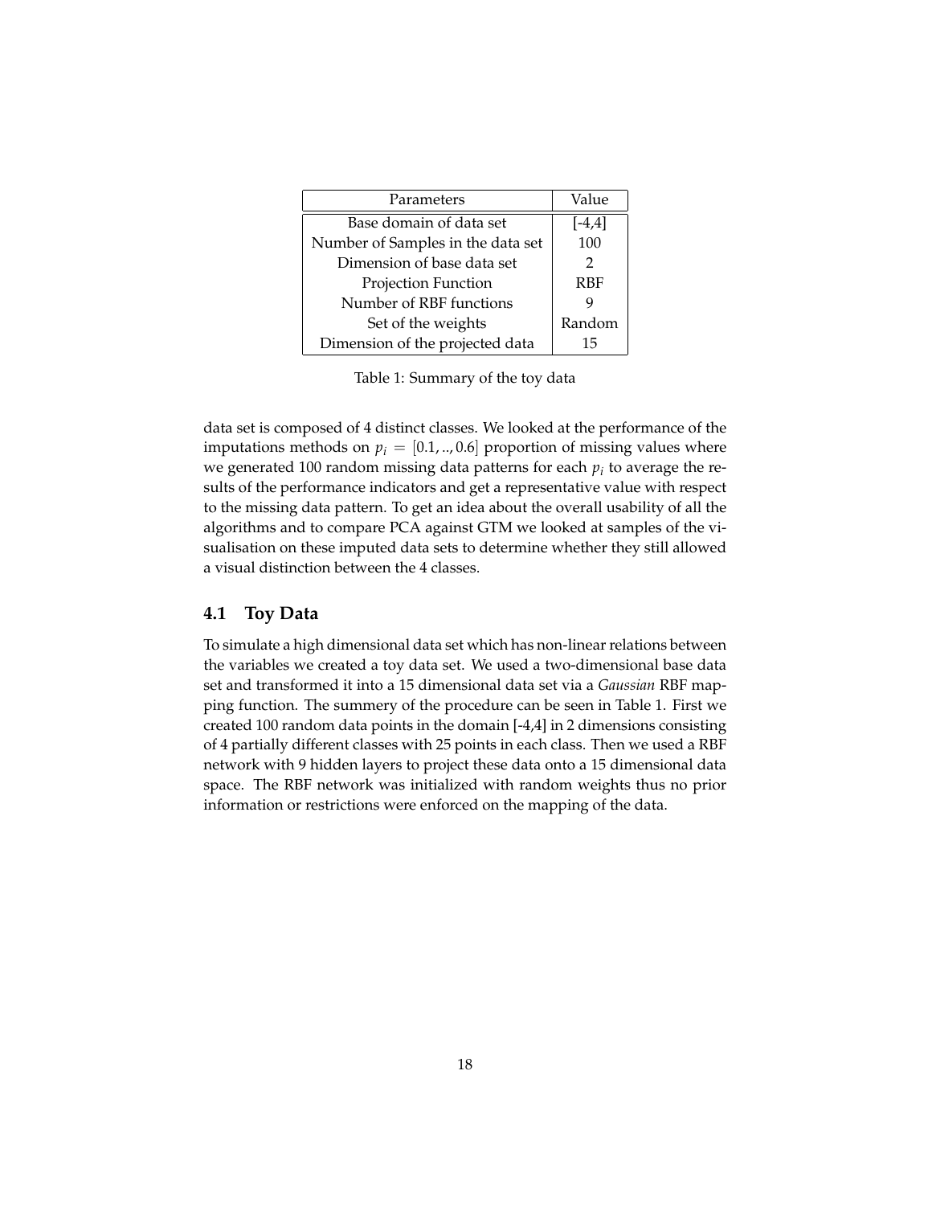| Parameters | Value |
|---|---|
| Base domain of data set | [-4,4] |
| Number of Samples in the data set | 100 |
| Dimension of base data set | 2 |
| Projection Function | RBF |
| Number of RBF functions | 9 |
| Set of the weights | Random |
| Dimension of the projected data | 15 |

Table 1: Summary of the toy data

data set is composed of 4 distinct classes. We looked at the performance of the imputations methods on $p_i = [0.1, .., 0.6]$ proportion of missing values where we generated 100 random missing data patterns for each $p_i$ to average the results of the performance indicators and get a representative value with respect to the missing data pattern. To get an idea about the overall usability of all the algorithms and to compare PCA against GTM we looked at samples of the visualisation on these imputed data sets to determine whether they still allowed a visual distinction between the 4 classes.

### 4.1 Toy Data

To simulate a high dimensional data set which has non-linear relations between the variables we created a toy data set. We used a two-dimensional base data set and transformed it into a 15 dimensional data set via a *Gaussian* RBF mapping function. The summery of the procedure can be seen in Table 1. First we created 100 random data points in the domain [-4,4] in 2 dimensions consisting of 4 partially different classes with 25 points in each class. Then we used a RBF network with 9 hidden layers to project these data onto a 15 dimensional data space. The RBF network was initialized with random weights thus no prior information or restrictions were enforced on the mapping of the data.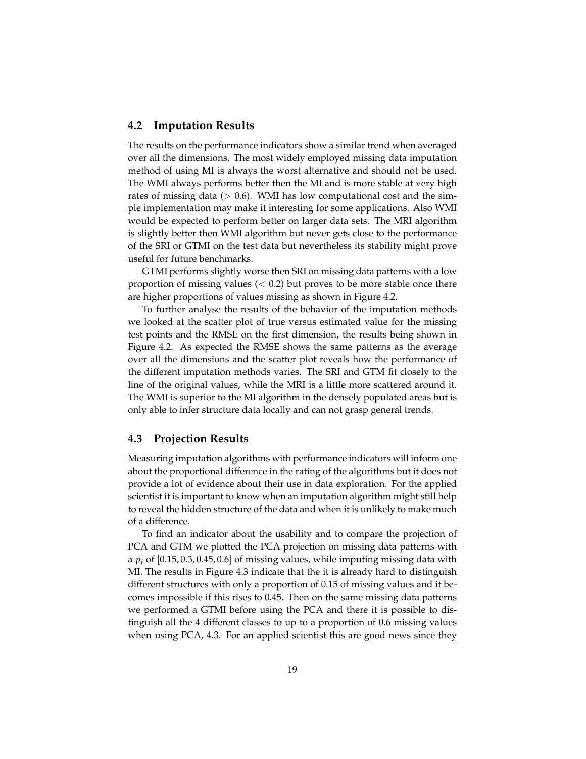## 4.2 Imputation Results

The results on the performance indicators show a similar trend when averaged over all the dimensions. The most widely employed missing data imputation method of using MI is always the worst alternative and should not be used. The WMI always performs better then the MI and is more stable at very high rates of missing data ($> 0.6$). WMI has low computational cost and the simple implementation may make it interesting for some applications. Also WMI would be expected to perform better on larger data sets. The MRI algorithm is slightly better then WMI algorithm but never gets close to the performance of the SRI or GTMI on the test data but nevertheless its stability might prove useful for future benchmarks.

GTMI performs slightly worse then SRI on missing data patterns with a low proportion of missing values ($< 0.2$) but proves to be more stable once there are higher proportions of values missing as shown in Figure 4.2.

To further analyse the results of the behavior of the imputation methods we looked at the scatter plot of true versus estimated value for the missing test points and the RMSE on the first dimension, the results being shown in Figure 4.2. As expected the RMSE shows the same patterns as the average over all the dimensions and the scatter plot reveals how the performance of the different imputation methods varies. The SRI and GTM fit closely to the line of the original values, while the MRI is a little more scattered around it. The WMI is superior to the MI algorithm in the densely populated areas but is only able to infer structure data locally and can not grasp general trends.

## 4.3 Projection Results

Measuring imputation algorithms with performance indicators will inform one about the proportional difference in the rating of the algorithms but it does not provide a lot of evidence about their use in data exploration. For the applied scientist it is important to know when an imputation algorithm might still help to reveal the hidden structure of the data and when it is unlikely to make much of a difference.

To find an indicator about the usability and to compare the projection of PCA and GTM we plotted the PCA projection on missing data patterns with a $p_i$ of $[0.15, 0.3, 0.45, 0.6]$ of missing values, while imputing missing data with MI. The results in Figure 4.3 indicate that the it is already hard to distinguish different structures with only a proportion of 0.15 of missing values and it becomes impossible if this rises to 0.45. Then on the same missing data patterns we performed a GTMI before using the PCA and there it is possible to distinguish all the 4 different classes to up to a proportion of 0.6 missing values when using PCA, 4.3. For an applied scientist this are good news since they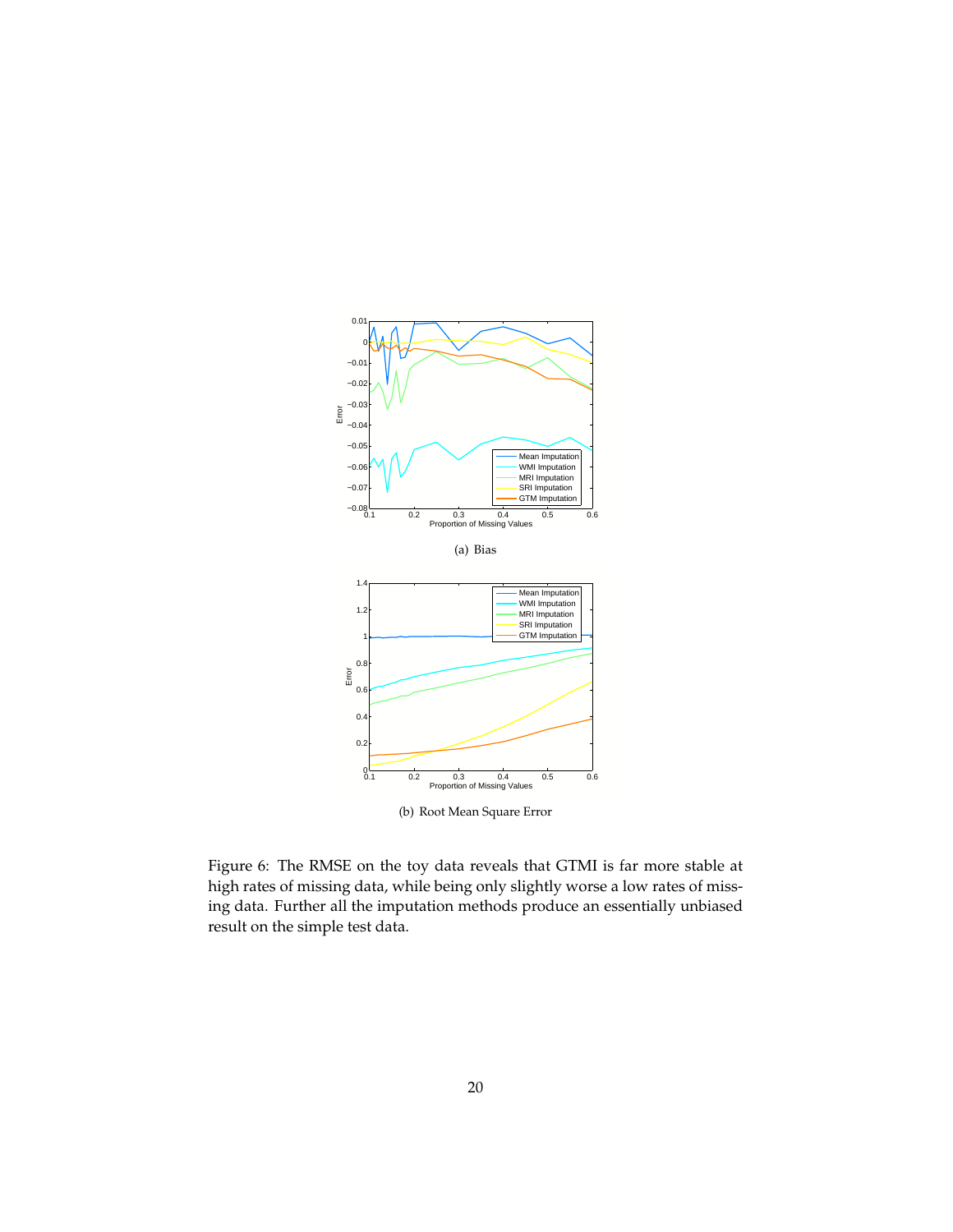(a) Bias

(b) Root Mean Square Error

Figure 6: The RMSE on the toy data reveals that GTMI is far more stable at high rates of missing data, while being only slightly worse a low rates of missing data. Further all the imputation methods produce an essentially unbiased result on the simple test data.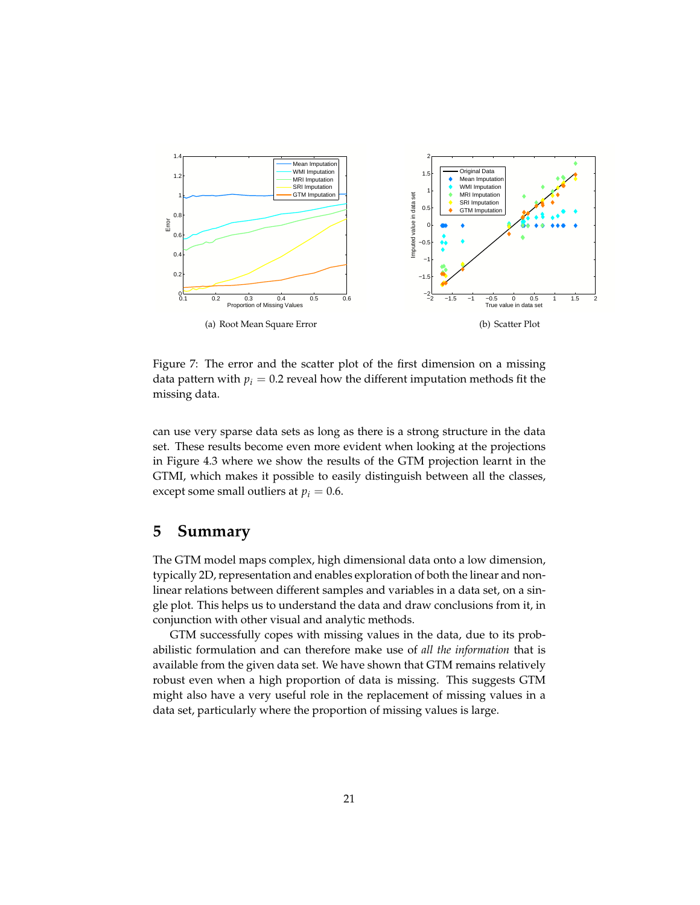(a) Root Mean Square Error

(b) Scatter Plot

Figure 7: The error and the scatter plot of the first dimension on a missing data pattern with $p_i = 0.2$ reveal how the different imputation methods fit the missing data.

can use very sparse data sets as long as there is a strong structure in the data set. These results become even more evident when looking at the projections in Figure 4.3 where we show the results of the GTM projection learnt in the GTMI, which makes it possible to easily distinguish between all the classes, except some small outliers at $p_i = 0.6$.

# 5 Summary

The GTM model maps complex, high dimensional data onto a low dimension, typically 2D, representation and enables exploration of both the linear and non-linear relations between different samples and variables in a data set, on a single plot. This helps us to understand the data and draw conclusions from it, in conjunction with other visual and analytic methods.

GTM successfully copes with missing values in the data, due to its probabilistic formulation and can therefore make use of *all the information* that is available from the given data set. We have shown that GTM remains relatively robust even when a high proportion of data is missing. This suggests GTM might also have a very useful role in the replacement of missing values in a data set, particularly where the proportion of missing values is large.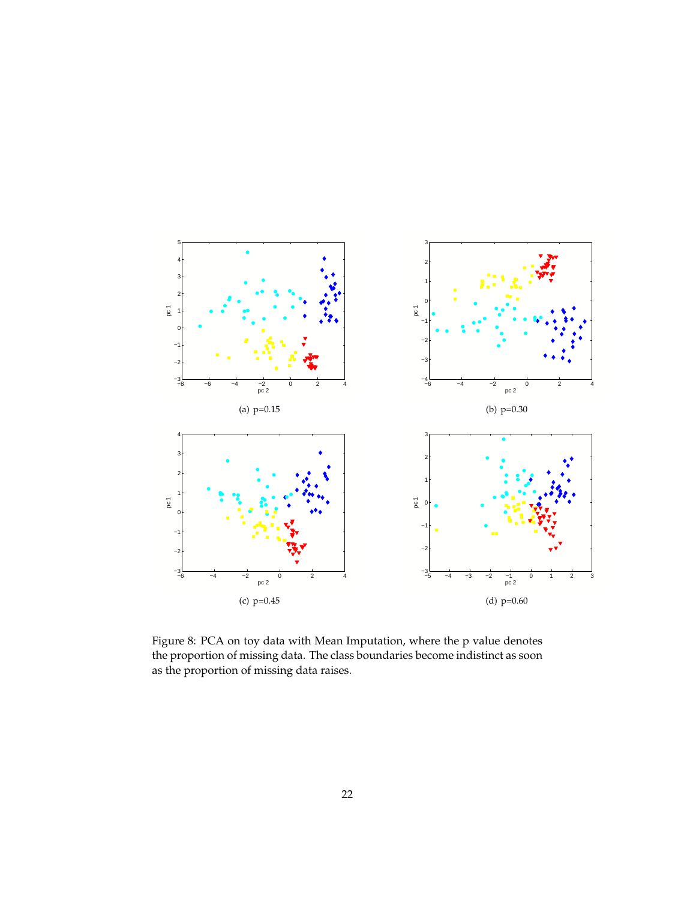(a) p=0.15

(b) p=0.30

(c) p=0.45

(d) p=0.60

Figure 8: PCA on toy data with Mean Imputation, where the p value denotes the proportion of missing data. The class boundaries become indistinct as soon as the proportion of missing data raises.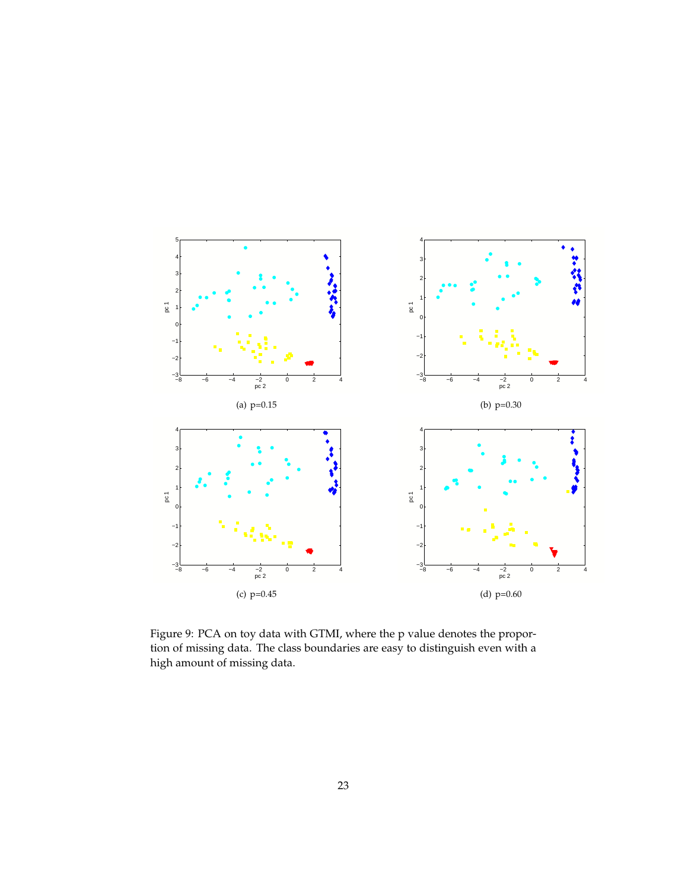(a) p=0.15

(b) p=0.30

(c) p=0.45

(d) p=0.60

Figure 9: PCA on toy data with GTMI, where the p value denotes the proportion of missing data. The class boundaries are easy to distinguish even with a high amount of missing data.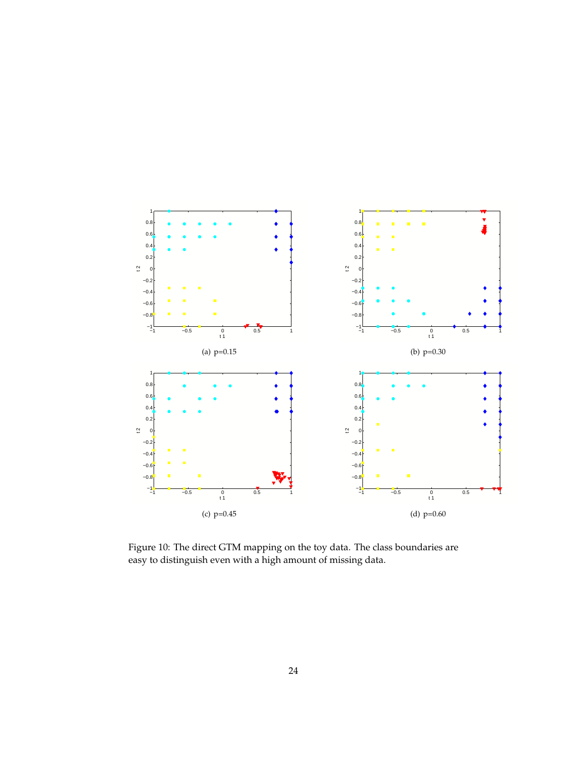(a) p=0.15

(b) p=0.30

(c) p=0.45

(d) p=0.60

Figure 10: The direct GTM mapping on the toy data. The class boundaries are easy to distinguish even with a high amount of missing data.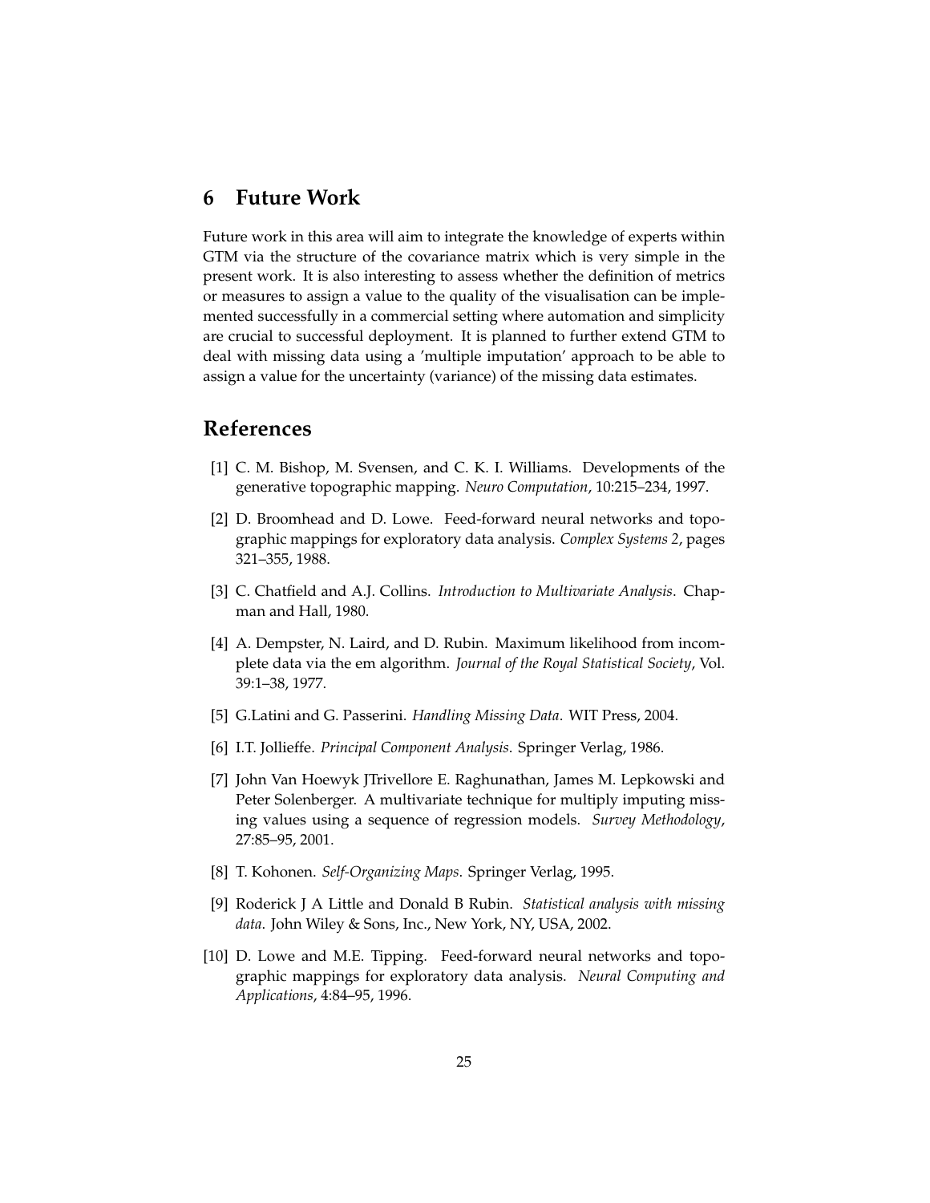## 6 Future Work

Future work in this area will aim to integrate the knowledge of experts within GTM via the structure of the covariance matrix which is very simple in the present work. It is also interesting to assess whether the definition of metrics or measures to assign a value to the quality of the visualisation can be implemented successfully in a commercial setting where automation and simplicity are crucial to successful deployment. It is planned to further extend GTM to deal with missing data using a 'multiple imputation' approach to be able to assign a value for the uncertainty (variance) of the missing data estimates.

## References

[1] C. M. Bishop, M. Svensen, and C. K. I. Williams. Developments of the generative topographic mapping. *Neuro Computation*, 10:215–234, 1997.

[2] D. Broomhead and D. Lowe. Feed-forward neural networks and topographic mappings for exploratory data analysis. *Complex Systems 2*, pages 321–355, 1988.

[3] C. Chatfield and A.J. Collins. *Introduction to Multivariate Analysis*. Chapman and Hall, 1980.

[4] A. Dempster, N. Laird, and D. Rubin. Maximum likelihood from incomplete data via the em algorithm. *Journal of the Royal Statistical Society*, Vol. 39:1–38, 1977.

[5] G.Latini and G. Passerini. *Handling Missing Data*. WIT Press, 2004.

[6] I.T. Jollieffe. *Principal Component Analysis*. Springer Verlag, 1986.

[7] John Van Hoewyk JTrivellore E. Raghunathan, James M. Lepkowski and Peter Solenberger. A multivariate technique for multiply imputing missing values using a sequence of regression models. *Survey Methodology*, 27:85–95, 2001.

[8] T. Kohonen. *Self-Organizing Maps*. Springer Verlag, 1995.

[9] Roderick J A Little and Donald B Rubin. *Statistical analysis with missing data*. John Wiley & Sons, Inc., New York, NY, USA, 2002.

[10] D. Lowe and M.E. Tipping. Feed-forward neural networks and topographic mappings for exploratory data analysis. *Neural Computing and Applications*, 4:84–95, 1996.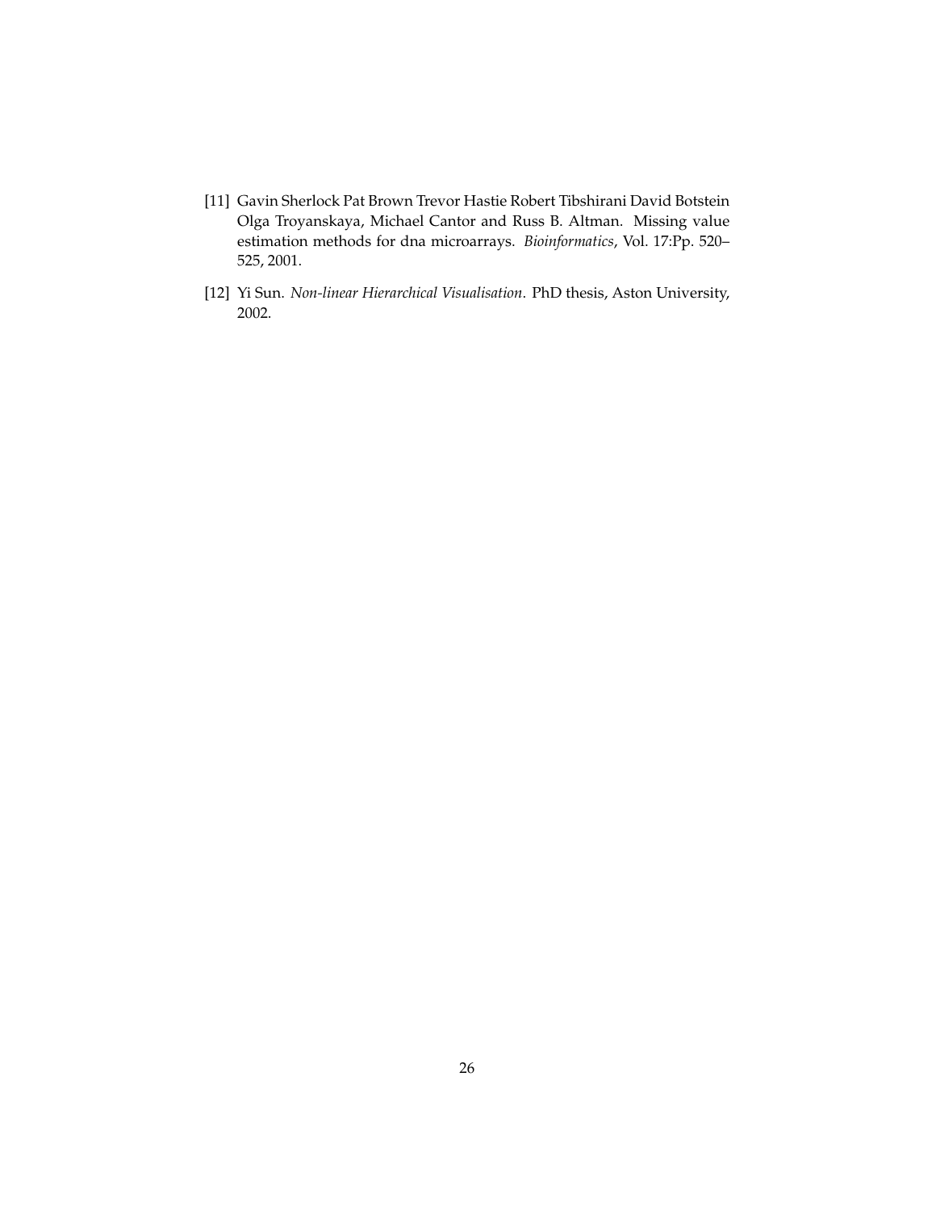[11] Gavin Sherlock Pat Brown Trevor Hastie Robert Tibshirani David Botstein Olga Troyanskaya, Michael Cantor and Russ B. Altman. Missing value estimation methods for dna microarrays. *Bioinformatics*, Vol. 17:Pp. 520–525, 2001.

[12] Yi Sun. *Non-linear Hierarchical Visualisation*. PhD thesis, Aston University, 2002.